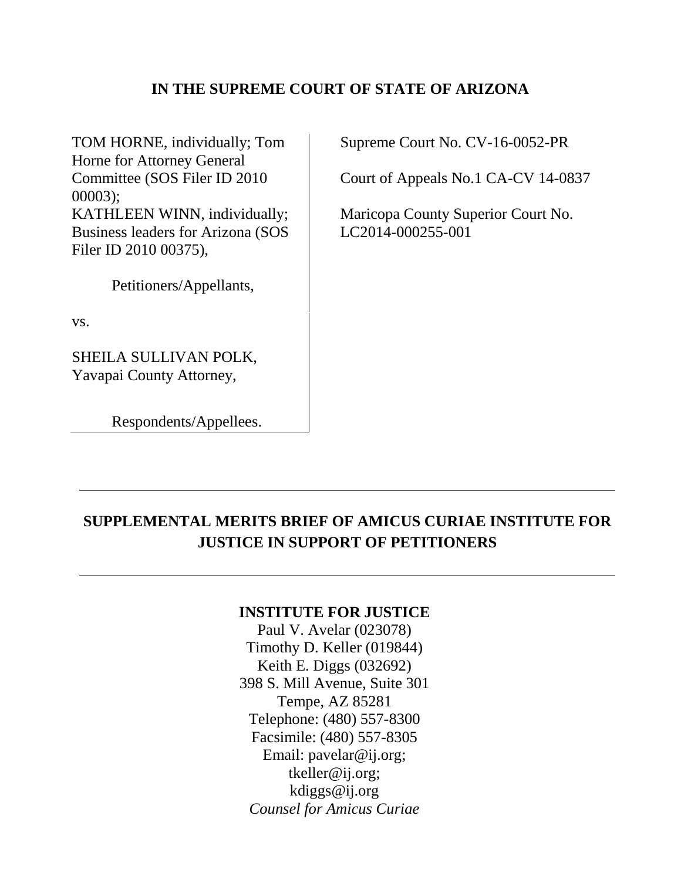**IN THE SUPREME COURT OF STATE OF ARIZONA**

TOM HORNE, individually; Tom Horne for Attorney General Committee (SOS Filer ID 2010 00003);
KATHLEEN WINN, individually; Business leaders for Arizona (SOS Filer ID 2010 00375),

Petitioners/Appellants,

vs.

SHEILA SULLIVAN POLK, Yavapai County Attorney,

Respondents/Appellees.

Supreme Court No. CV-16-0052-PR

Court of Appeals No.1 CA-CV 14-0837

Maricopa County Superior Court No. LC2014-000255-001

---

**SUPPLEMENTAL MERITS BRIEF OF AMICUS CURIAE INSTITUTE FOR JUSTICE IN SUPPORT OF PETITIONERS**

---

**INSTITUTE FOR JUSTICE**
Paul V. Avelar (023078)
Timothy D. Keller (019844)
Keith E. Diggs (032692)
398 S. Mill Avenue, Suite 301
Tempe, AZ 85281
Telephone: (480) 557-8300
Facsimile: (480) 557-8305
Email: pavelar@ij.org;
tkeller@ij.org;
kdiggs@ij.org
*Counsel for Amicus Curiae*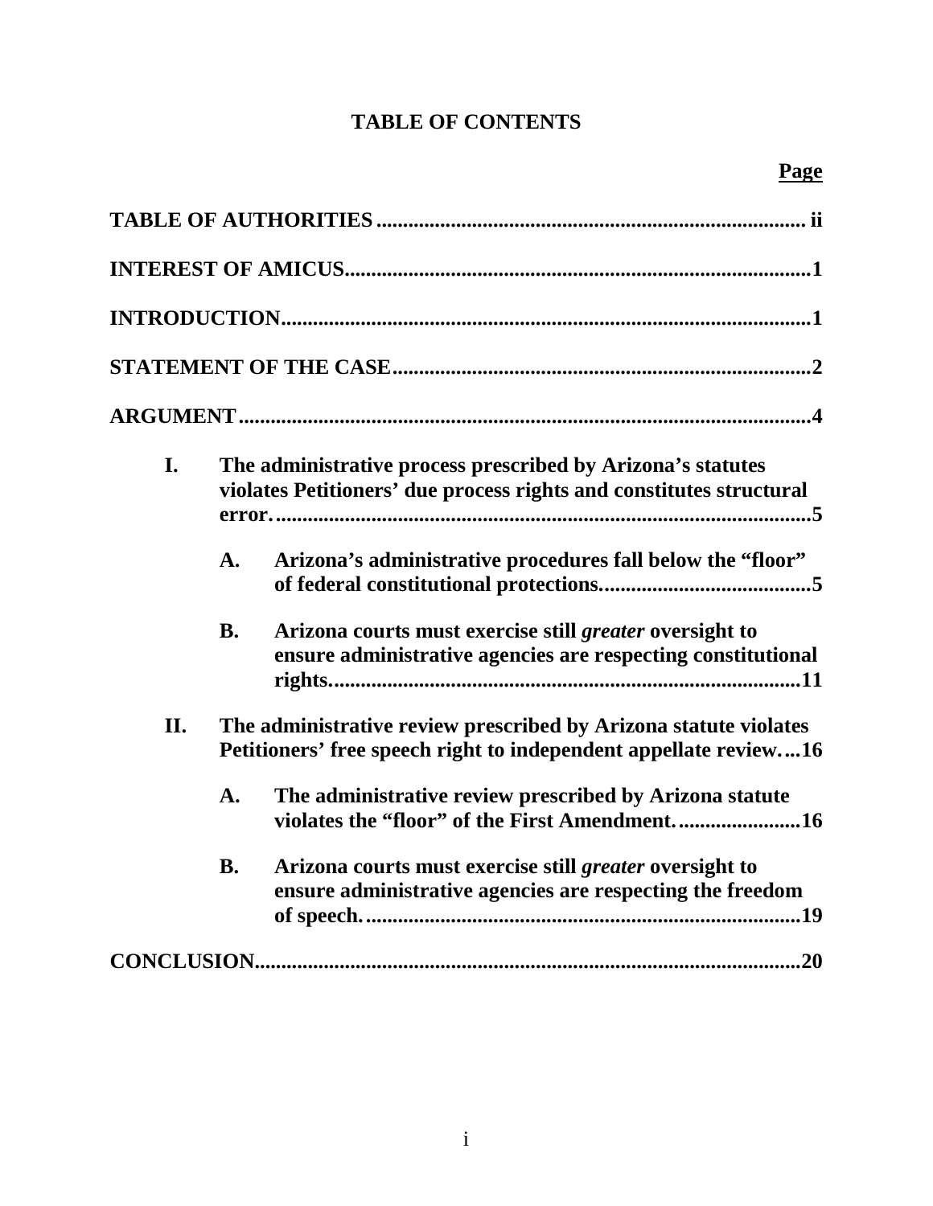# TABLE OF CONTENTS

**Page**

**TABLE OF AUTHORITIES** ..... ii

**INTEREST OF AMICUS** ..... 1

**INTRODUCTION** ..... 1

**STATEMENT OF THE CASE** ..... 2

**ARGUMENT** ..... 4

- **I. The administrative process prescribed by Arizona's statutes violates Petitioners' due process rights and constitutes structural error.** ..... 5
  - **A. Arizona's administrative procedures fall below the "floor" of federal constitutional protections.** ..... 5
  - **B. Arizona courts must exercise still *greater* oversight to ensure administrative agencies are respecting constitutional rights.** ..... 11
- **II. The administrative review prescribed by Arizona statute violates Petitioners' free speech right to independent appellate review.** ..... 16
  - **A. The administrative review prescribed by Arizona statute violates the "floor" of the First Amendment.** ..... 16
  - **B. Arizona courts must exercise still *greater* oversight to ensure administrative agencies are respecting the freedom of speech.** ..... 19

**CONCLUSION** ..... 20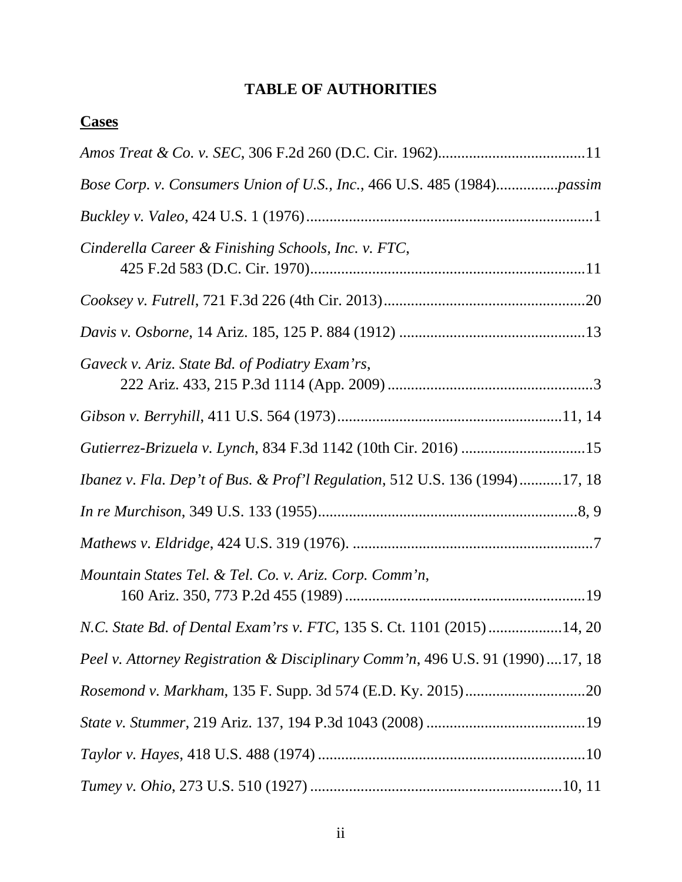# TABLE OF AUTHORITIES

**Cases**

*Amos Treat & Co. v. SEC*, 306 F.2d 260 (D.C. Cir. 1962)......................................11

*Bose Corp. v. Consumers Union of U.S., Inc.*, 466 U.S. 485 (1984)................*passim*

*Buckley v. Valeo*, 424 U.S. 1 (1976)..........................................................................1

*Cinderella Career & Finishing Schools, Inc. v. FTC*,
425 F.2d 583 (D.C. Cir. 1970).......................................................................11

*Cooksey v. Futrell*, 721 F.3d 226 (4th Cir. 2013)....................................................20

*Davis v. Osborne*, 14 Ariz. 185, 125 P. 884 (1912) ................................................13

*Gaveck v. Ariz. State Bd. of Podiatry Exam'rs*,
222 Ariz. 433, 215 P.3d 1114 (App. 2009) .....................................................3

*Gibson v. Berryhill*, 411 U.S. 564 (1973)..........................................................11, 14

*Gutierrez-Brizuela v. Lynch*, 834 F.3d 1142 (10th Cir. 2016) ................................15

*Ibanez v. Fla. Dep't of Bus. & Prof'l Regulation*, 512 U.S. 136 (1994)...........17, 18

*In re Murchison*, 349 U.S. 133 (1955)..................................................................8, 9

*Mathews v. Eldridge*, 424 U.S. 319 (1976). ..............................................................7

*Mountain States Tel. & Tel. Co. v. Ariz. Corp. Comm'n*,
160 Ariz. 350, 773 P.2d 455 (1989) ..............................................................19

*N.C. State Bd. of Dental Exam'rs v. FTC*, 135 S. Ct. 1101 (2015)...................14, 20

*Peel v. Attorney Registration & Disciplinary Comm'n*, 496 U.S. 91 (1990)....17, 18

*Rosemond v. Markham*, 135 F. Supp. 3d 574 (E.D. Ky. 2015)...............................20

*State v. Stummer*, 219 Ariz. 137, 194 P.3d 1043 (2008) .........................................19

*Taylor v. Hayes*, 418 U.S. 488 (1974) .....................................................................10

*Tumey v. Ohio*, 273 U.S. 510 (1927) ................................................................10, 11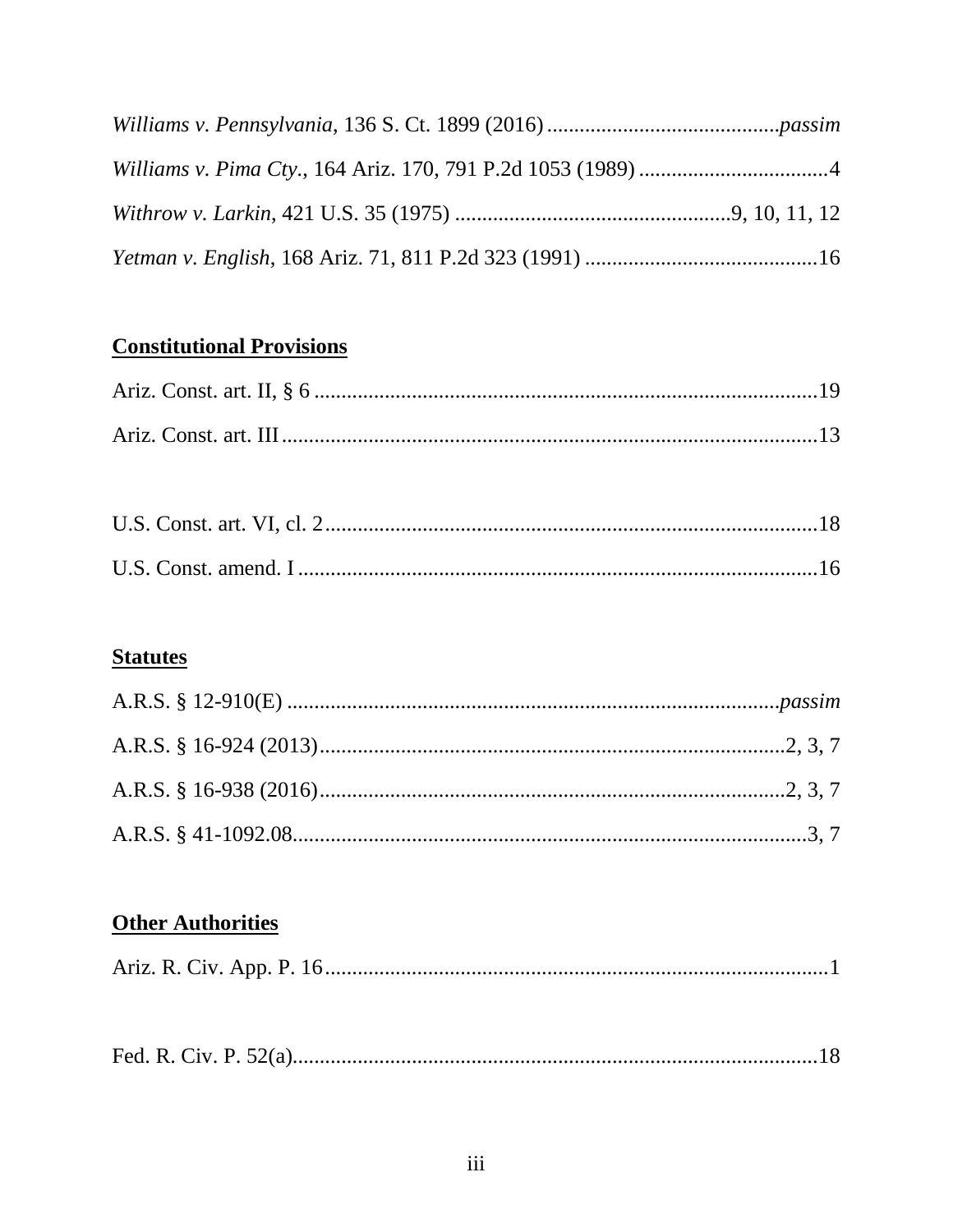*Williams v. Pennsylvania*, 136 S. Ct. 1899 (2016) .......................................... *passim*

*Williams v. Pima Cty.*, 164 Ariz. 170, 791 P.2d 1053 (1989) .................................. 4

*Withrow v. Larkin*, 421 U.S. 35 (1975) .................................................. 9, 10, 11, 12

*Yetman v. English*, 168 Ariz. 71, 811 P.2d 323 (1991) .......................................... 16

**Constitutional Provisions**

Ariz. Const. art. II, § 6 .......................................................................................... 19

Ariz. Const. art. III ................................................................................................ 13

U.S. Const. art. VI, cl. 2 ......................................................................................... 18

U.S. Const. amend. I .............................................................................................. 16

**Statutes**

A.R.S. § 12-910(E) ...................................................................................... *passim*

A.R.S. § 16-924 (2013) ....................................................................................... 2, 3, 7

A.R.S. § 16-938 (2016) ....................................................................................... 2, 3, 7

A.R.S. § 41-1092.08 ............................................................................................. 3, 7

**Other Authorities**

Ariz. R. Civ. App. P. 16 ........................................................................................... 1

Fed. R. Civ. P. 52(a) .............................................................................................. 18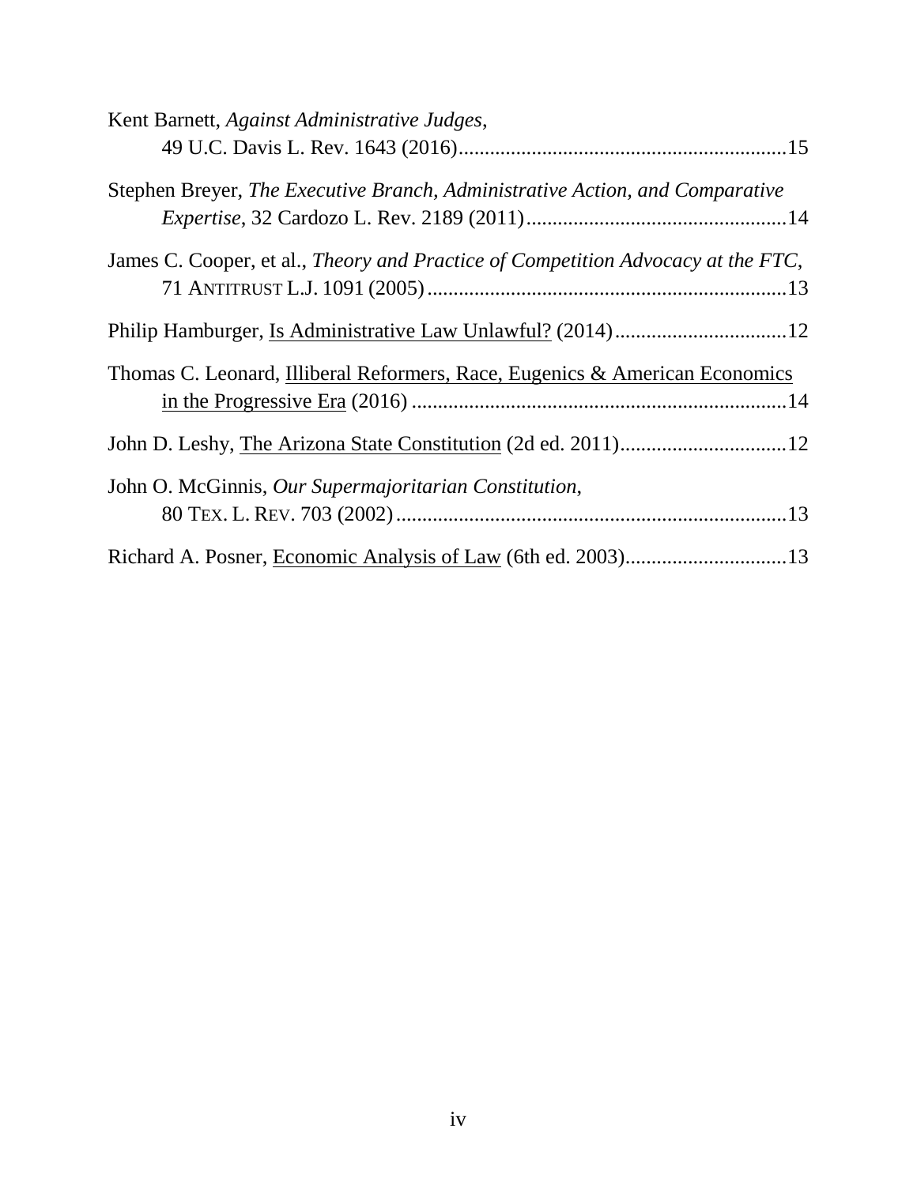Kent Barnett, *Against Administrative Judges*,
49 U.C. Davis L. Rev. 1643 (2016)...............................................................15

Stephen Breyer, *The Executive Branch, Administrative Action, and Comparative Expertise*, 32 Cardozo L. Rev. 2189 (2011)..................................................14

James C. Cooper, et al., *Theory and Practice of Competition Advocacy at the FTC*, 71 ANTITRUST L.J. 1091 (2005).....................................................................13

Philip Hamburger, Is Administrative Law Unlawful? (2014).................................12

Thomas C. Leonard, Illiberal Reformers, Race, Eugenics & American Economics in the Progressive Era (2016) ........................................................................14

John D. Leshy, The Arizona State Constitution (2d ed. 2011)................................12

John O. McGinnis, *Our Supermajoritarian Constitution*,
80 TEX. L. REV. 703 (2002)...........................................................................13

Richard A. Posner, Economic Analysis of Law (6th ed. 2003)...............................13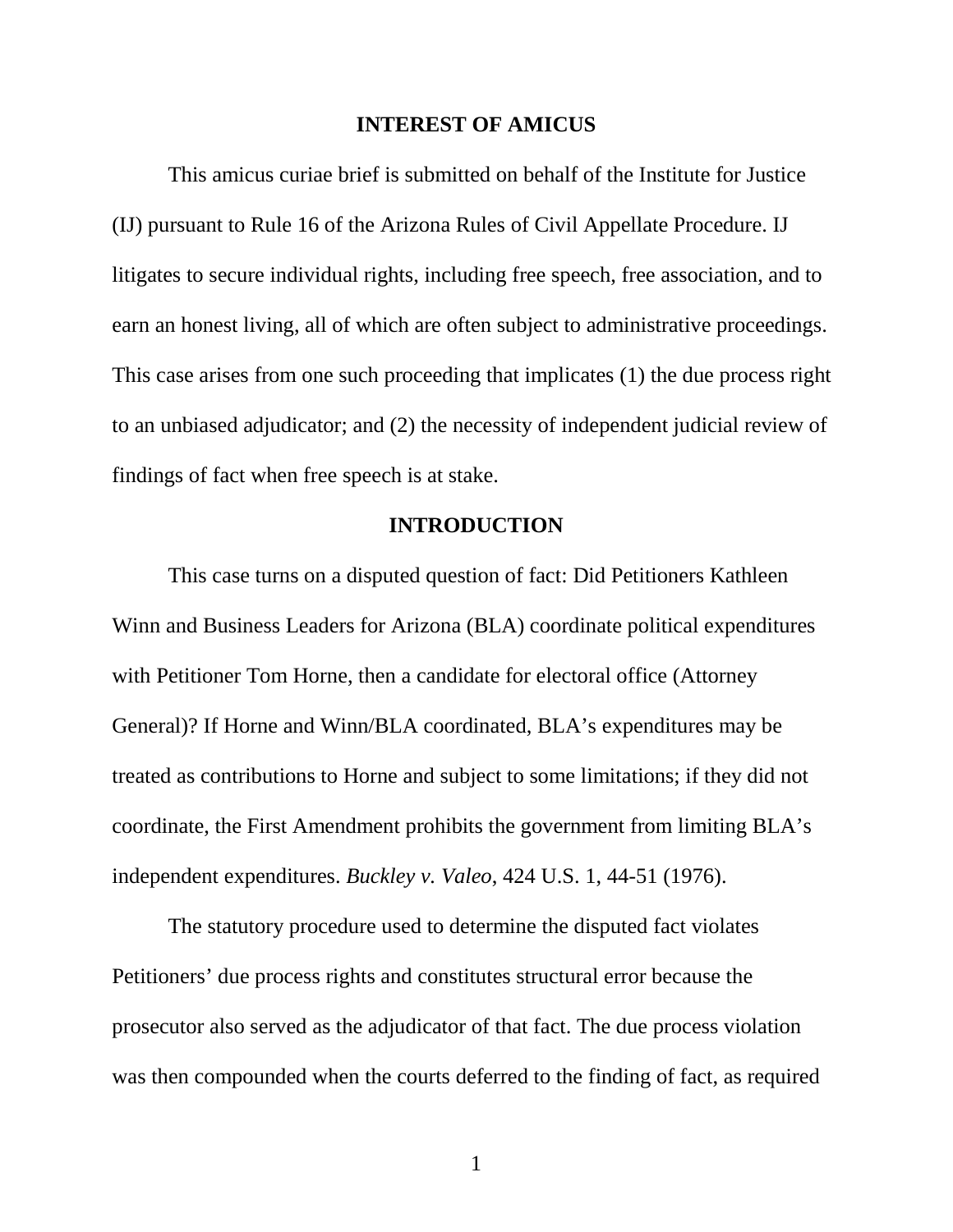## INTEREST OF AMICUS

This amicus curiae brief is submitted on behalf of the Institute for Justice (IJ) pursuant to Rule 16 of the Arizona Rules of Civil Appellate Procedure. IJ litigates to secure individual rights, including free speech, free association, and to earn an honest living, all of which are often subject to administrative proceedings. This case arises from one such proceeding that implicates (1) the due process right to an unbiased adjudicator; and (2) the necessity of independent judicial review of findings of fact when free speech is at stake.

## INTRODUCTION

This case turns on a disputed question of fact: Did Petitioners Kathleen Winn and Business Leaders for Arizona (BLA) coordinate political expenditures with Petitioner Tom Horne, then a candidate for electoral office (Attorney General)? If Horne and Winn/BLA coordinated, BLA's expenditures may be treated as contributions to Horne and subject to some limitations; if they did not coordinate, the First Amendment prohibits the government from limiting BLA's independent expenditures. *Buckley v. Valeo*, 424 U.S. 1, 44-51 (1976).

The statutory procedure used to determine the disputed fact violates Petitioners' due process rights and constitutes structural error because the prosecutor also served as the adjudicator of that fact. The due process violation was then compounded when the courts deferred to the finding of fact, as required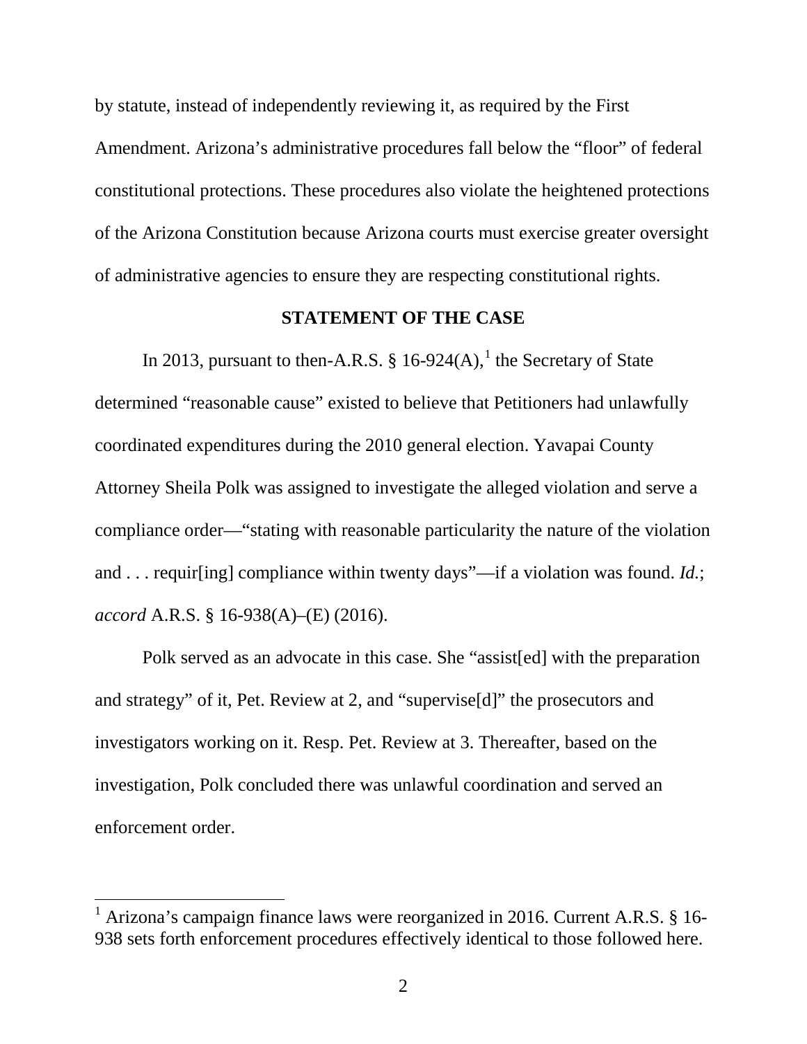by statute, instead of independently reviewing it, as required by the First Amendment. Arizona's administrative procedures fall below the "floor" of federal constitutional protections. These procedures also violate the heightened protections of the Arizona Constitution because Arizona courts must exercise greater oversight of administrative agencies to ensure they are respecting constitutional rights.

## STATEMENT OF THE CASE

In 2013, pursuant to then-A.R.S. § 16-924(A),[1] the Secretary of State determined "reasonable cause" existed to believe that Petitioners had unlawfully coordinated expenditures during the 2010 general election. Yavapai County Attorney Sheila Polk was assigned to investigate the alleged violation and serve a compliance order—"stating with reasonable particularity the nature of the violation and . . . requir[ing] compliance within twenty days"—if a violation was found. *Id.*; *accord* A.R.S. § 16-938(A)–(E) (2016).

Polk served as an advocate in this case. She "assist[ed] with the preparation and strategy" of it, Pet. Review at 2, and "supervise[d]" the prosecutors and investigators working on it. Resp. Pet. Review at 3. Thereafter, based on the investigation, Polk concluded there was unlawful coordination and served an enforcement order.

---

[1] Arizona's campaign finance laws were reorganized in 2016. Current A.R.S. § 16-938 sets forth enforcement procedures effectively identical to those followed here.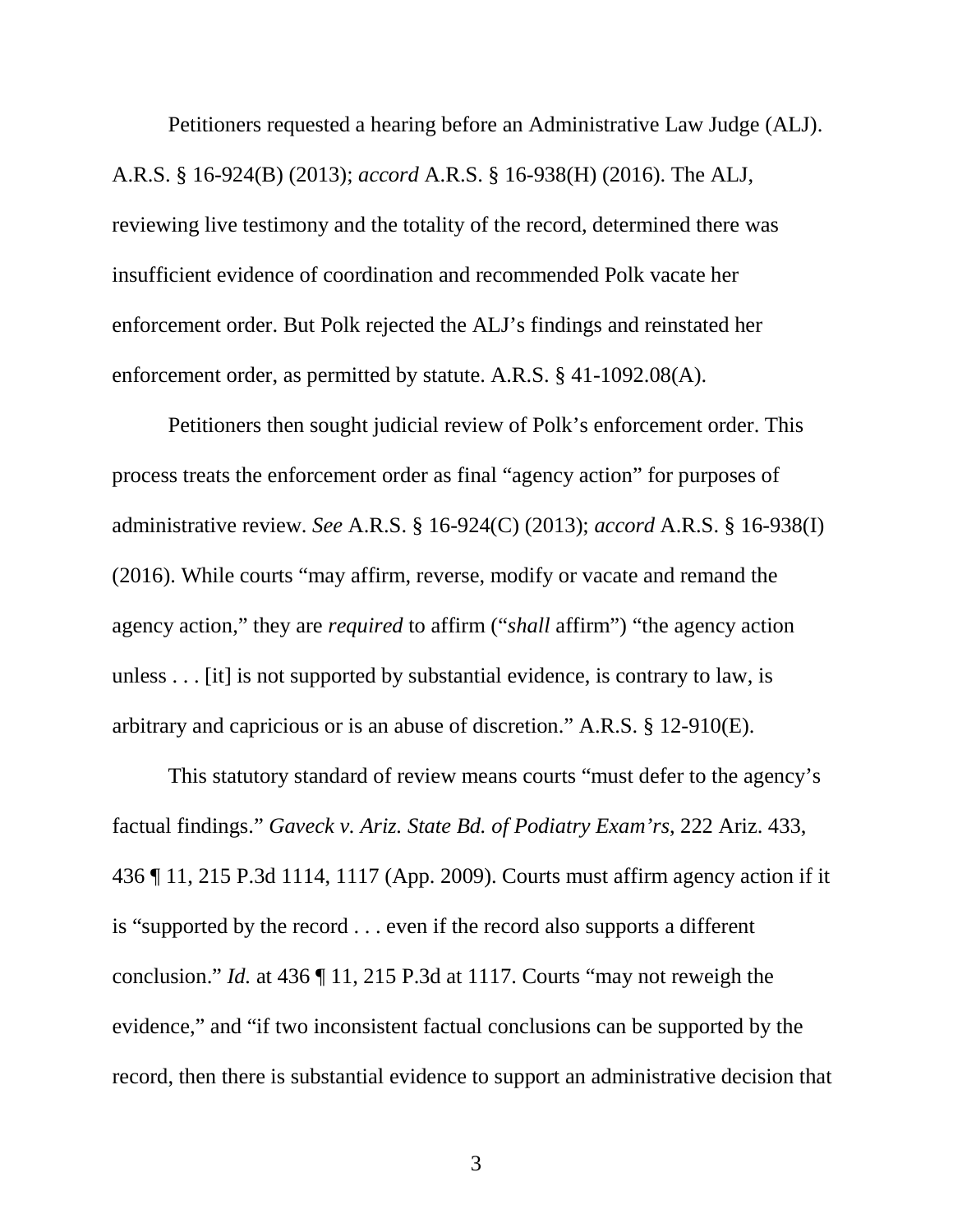Petitioners requested a hearing before an Administrative Law Judge (ALJ). A.R.S. § 16-924(B) (2013); *accord* A.R.S. § 16-938(H) (2016). The ALJ, reviewing live testimony and the totality of the record, determined there was insufficient evidence of coordination and recommended Polk vacate her enforcement order. But Polk rejected the ALJ's findings and reinstated her enforcement order, as permitted by statute. A.R.S. § 41-1092.08(A).

Petitioners then sought judicial review of Polk's enforcement order. This process treats the enforcement order as final "agency action" for purposes of administrative review. *See* A.R.S. § 16-924(C) (2013); *accord* A.R.S. § 16-938(I) (2016). While courts "may affirm, reverse, modify or vacate and remand the agency action," they are *required* to affirm ("*shall* affirm") "the agency action unless . . . [it] is not supported by substantial evidence, is contrary to law, is arbitrary and capricious or is an abuse of discretion." A.R.S. § 12-910(E).

This statutory standard of review means courts "must defer to the agency's factual findings." *Gaveck v. Ariz. State Bd. of Podiatry Exam'rs*, 222 Ariz. 433, 436 ¶ 11, 215 P.3d 1114, 1117 (App. 2009). Courts must affirm agency action if it is "supported by the record . . . even if the record also supports a different conclusion." *Id.* at 436 ¶ 11, 215 P.3d at 1117. Courts "may not reweigh the evidence," and "if two inconsistent factual conclusions can be supported by the record, then there is substantial evidence to support an administrative decision that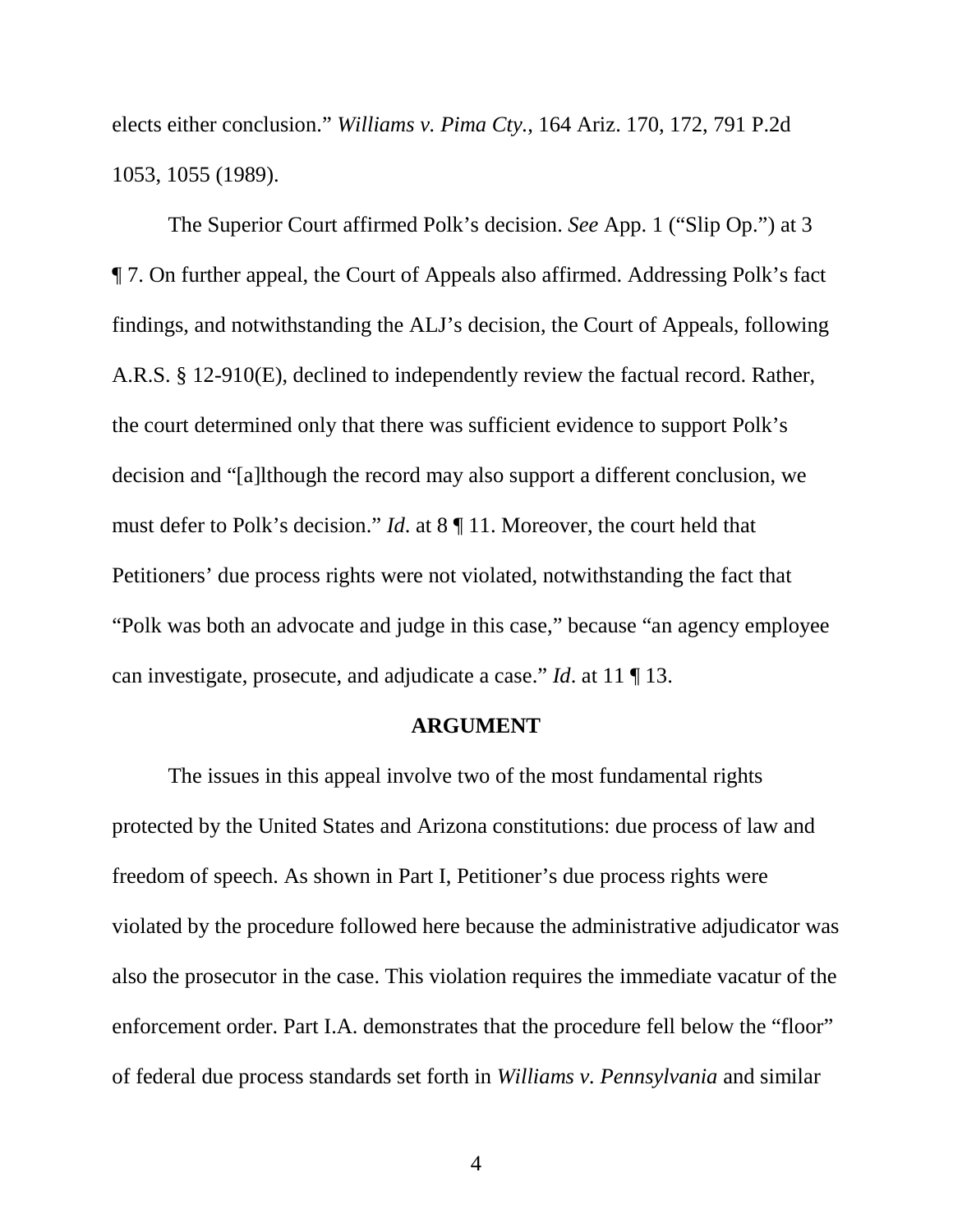elects either conclusion." *Williams v. Pima Cty.*, 164 Ariz. 170, 172, 791 P.2d 1053, 1055 (1989).

The Superior Court affirmed Polk's decision. *See* App. 1 ("Slip Op.") at 3 ¶ 7. On further appeal, the Court of Appeals also affirmed. Addressing Polk's fact findings, and notwithstanding the ALJ's decision, the Court of Appeals, following A.R.S. § 12-910(E), declined to independently review the factual record. Rather, the court determined only that there was sufficient evidence to support Polk's decision and "[a]lthough the record may also support a different conclusion, we must defer to Polk's decision." *Id.* at 8 ¶ 11. Moreover, the court held that Petitioners' due process rights were not violated, notwithstanding the fact that "Polk was both an advocate and judge in this case," because "an agency employee can investigate, prosecute, and adjudicate a case." *Id*. at 11 ¶ 13.

## ARGUMENT

The issues in this appeal involve two of the most fundamental rights protected by the United States and Arizona constitutions: due process of law and freedom of speech. As shown in Part I, Petitioner's due process rights were violated by the procedure followed here because the administrative adjudicator was also the prosecutor in the case. This violation requires the immediate vacatur of the enforcement order. Part I.A. demonstrates that the procedure fell below the "floor" of federal due process standards set forth in *Williams v. Pennsylvania* and similar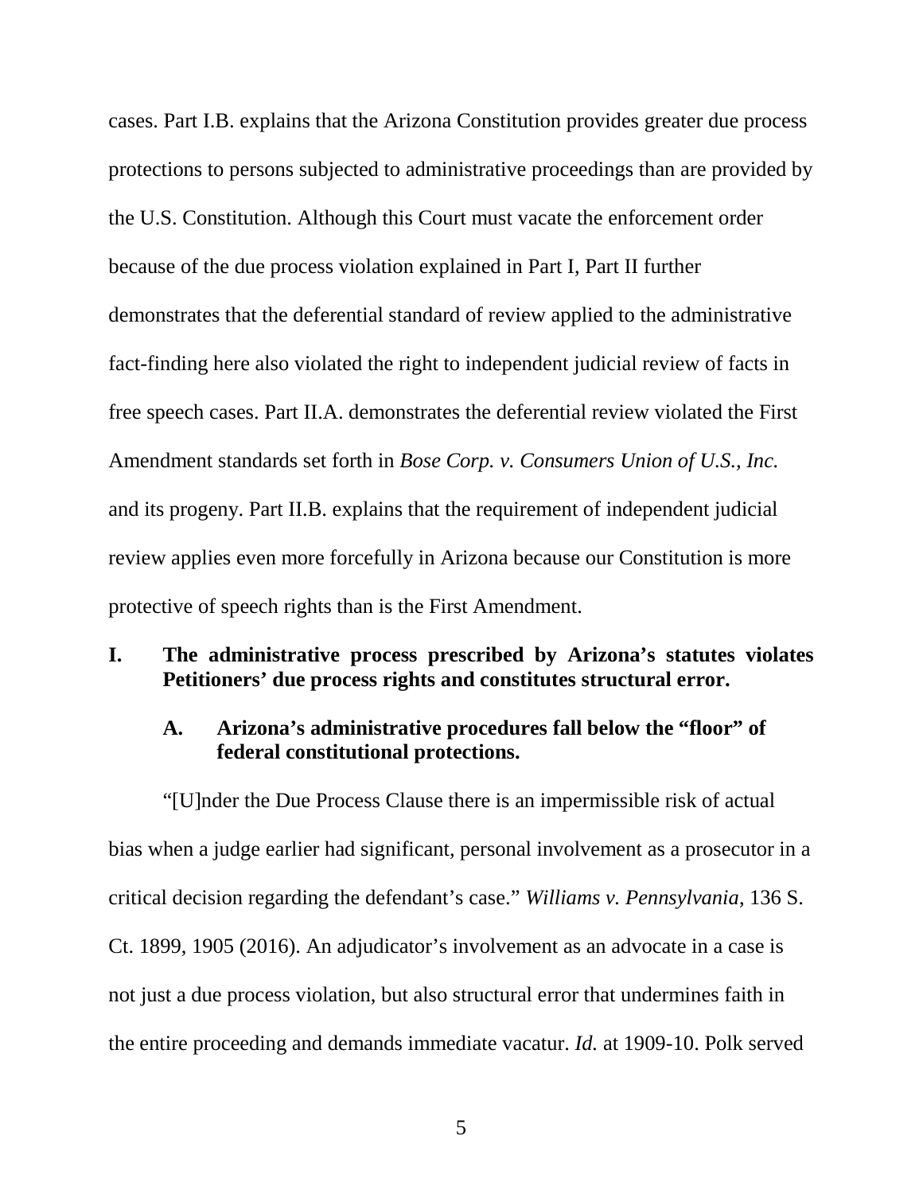cases. Part I.B. explains that the Arizona Constitution provides greater due process protections to persons subjected to administrative proceedings than are provided by the U.S. Constitution. Although this Court must vacate the enforcement order because of the due process violation explained in Part I, Part II further demonstrates that the deferential standard of review applied to the administrative fact-finding here also violated the right to independent judicial review of facts in free speech cases. Part II.A. demonstrates the deferential review violated the First Amendment standards set forth in *Bose Corp. v. Consumers Union of U.S., Inc.* and its progeny. Part II.B. explains that the requirement of independent judicial review applies even more forcefully in Arizona because our Constitution is more protective of speech rights than is the First Amendment.

## I. The administrative process prescribed by Arizona's statutes violates Petitioners' due process rights and constitutes structural error.

### A. Arizona's administrative procedures fall below the "floor" of federal constitutional protections.

"[U]nder the Due Process Clause there is an impermissible risk of actual bias when a judge earlier had significant, personal involvement as a prosecutor in a critical decision regarding the defendant's case." *Williams v. Pennsylvania*, 136 S. Ct. 1899, 1905 (2016). An adjudicator's involvement as an advocate in a case is not just a due process violation, but also structural error that undermines faith in the entire proceeding and demands immediate vacatur. *Id.* at 1909-10. Polk served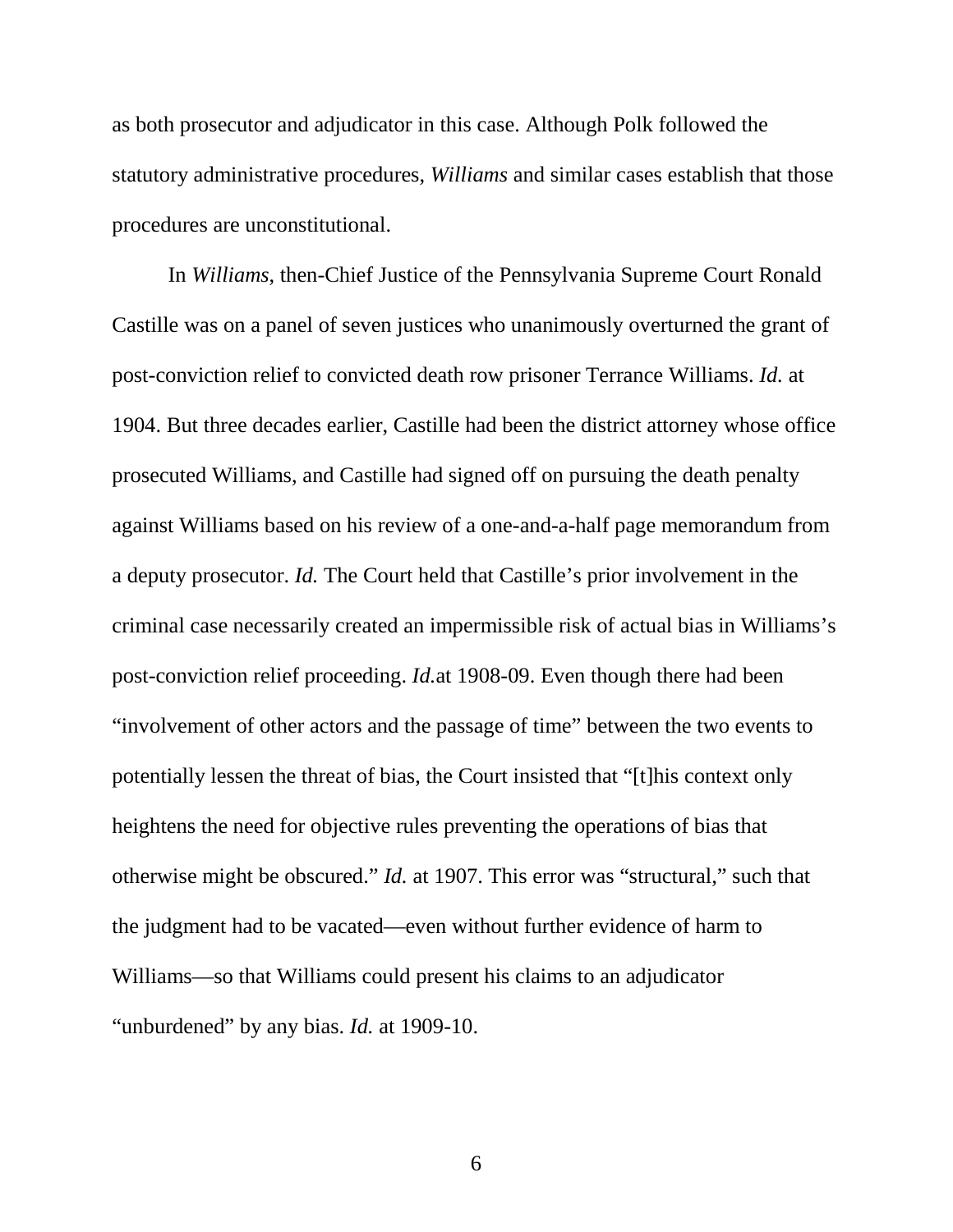as both prosecutor and adjudicator in this case. Although Polk followed the statutory administrative procedures, *Williams* and similar cases establish that those procedures are unconstitutional.

In *Williams*, then-Chief Justice of the Pennsylvania Supreme Court Ronald Castille was on a panel of seven justices who unanimously overturned the grant of post-conviction relief to convicted death row prisoner Terrance Williams. *Id.* at 1904. But three decades earlier, Castille had been the district attorney whose office prosecuted Williams, and Castille had signed off on pursuing the death penalty against Williams based on his review of a one-and-a-half page memorandum from a deputy prosecutor. *Id.* The Court held that Castille's prior involvement in the criminal case necessarily created an impermissible risk of actual bias in Williams's post-conviction relief proceeding. *Id.*at 1908-09. Even though there had been "involvement of other actors and the passage of time" between the two events to potentially lessen the threat of bias, the Court insisted that "[t]his context only heightens the need for objective rules preventing the operations of bias that otherwise might be obscured." *Id.* at 1907. This error was "structural," such that the judgment had to be vacated—even without further evidence of harm to Williams—so that Williams could present his claims to an adjudicator "unburdened" by any bias. *Id.* at 1909-10.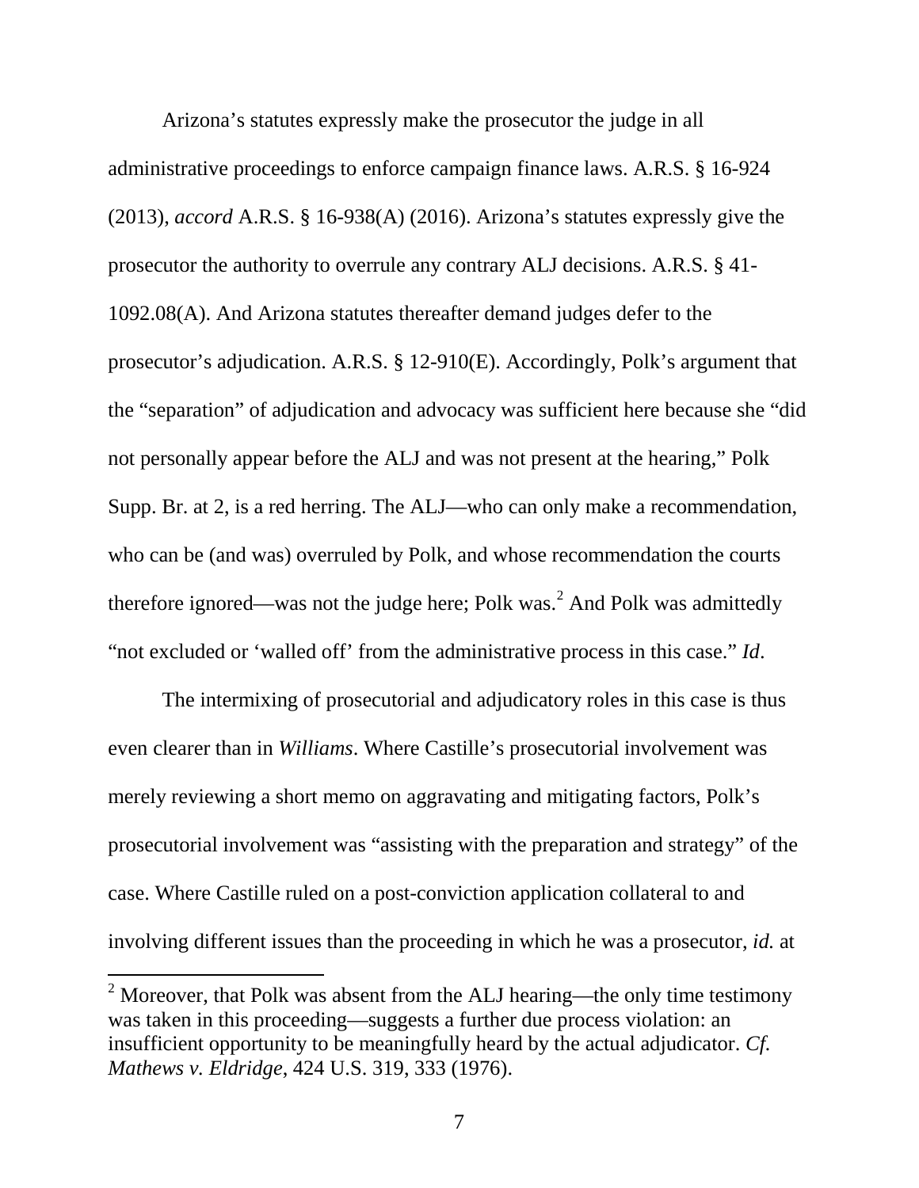Arizona's statutes expressly make the prosecutor the judge in all administrative proceedings to enforce campaign finance laws. A.R.S. § 16-924 (2013), *accord* A.R.S. § 16-938(A) (2016). Arizona's statutes expressly give the prosecutor the authority to overrule any contrary ALJ decisions. A.R.S. § 41-1092.08(A). And Arizona statutes thereafter demand judges defer to the prosecutor's adjudication. A.R.S. § 12-910(E). Accordingly, Polk's argument that the "separation" of adjudication and advocacy was sufficient here because she "did not personally appear before the ALJ and was not present at the hearing," Polk Supp. Br. at 2, is a red herring. The ALJ—who can only make a recommendation, who can be (and was) overruled by Polk, and whose recommendation the courts therefore ignored—was not the judge here; Polk was.[2] And Polk was admittedly "not excluded or 'walled off' from the administrative process in this case." *Id*.

The intermixing of prosecutorial and adjudicatory roles in this case is thus even clearer than in *Williams*. Where Castille's prosecutorial involvement was merely reviewing a short memo on aggravating and mitigating factors, Polk's prosecutorial involvement was "assisting with the preparation and strategy" of the case. Where Castille ruled on a post-conviction application collateral to and involving different issues than the proceeding in which he was a prosecutor, *id.* at

[2] Moreover, that Polk was absent from the ALJ hearing—the only time testimony was taken in this proceeding—suggests a further due process violation: an insufficient opportunity to be meaningfully heard by the actual adjudicator. *Cf. Mathews v. Eldridge*, 424 U.S. 319, 333 (1976).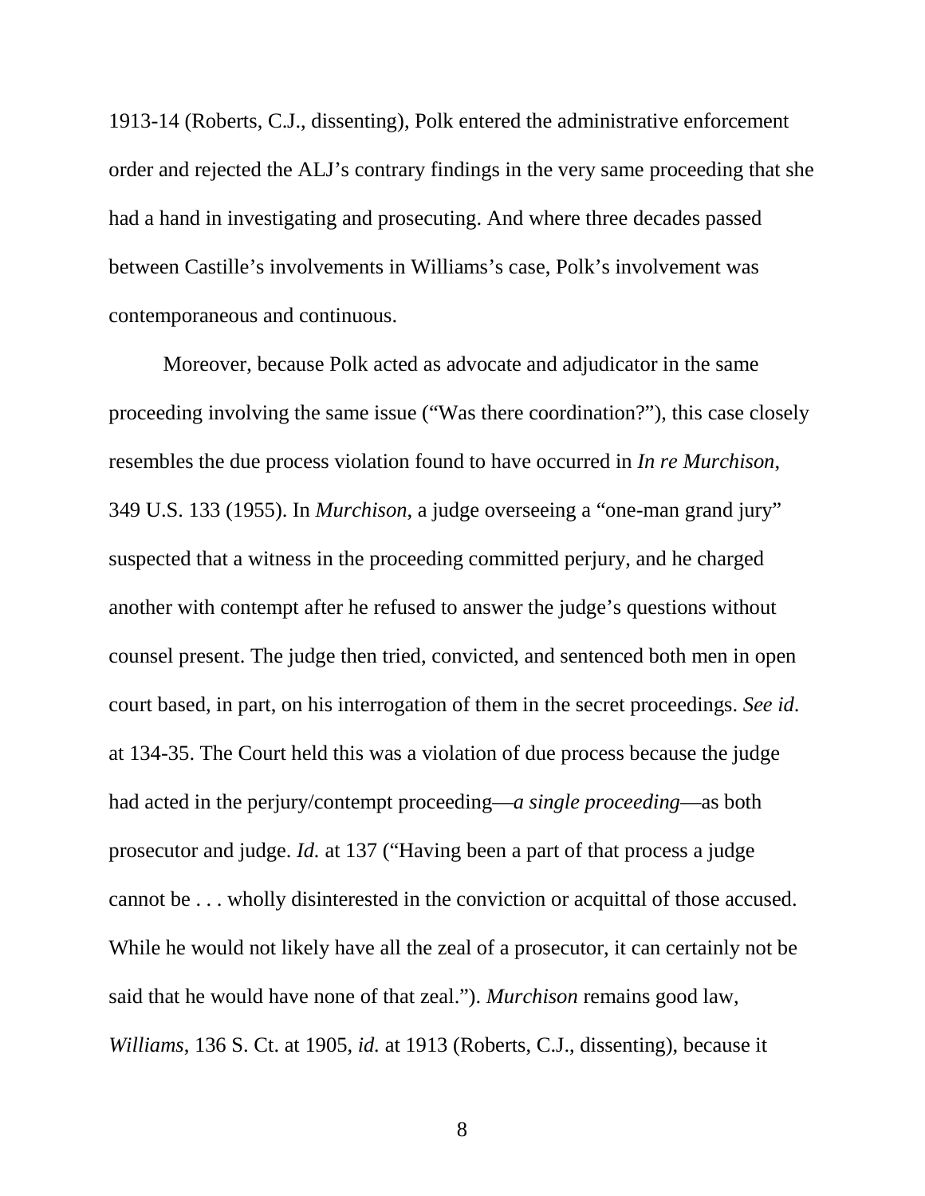1913-14 (Roberts, C.J., dissenting), Polk entered the administrative enforcement order and rejected the ALJ's contrary findings in the very same proceeding that she had a hand in investigating and prosecuting. And where three decades passed between Castille's involvements in Williams's case, Polk's involvement was contemporaneous and continuous.

Moreover, because Polk acted as advocate and adjudicator in the same proceeding involving the same issue ("Was there coordination?"), this case closely resembles the due process violation found to have occurred in *In re Murchison*, 349 U.S. 133 (1955). In *Murchison*, a judge overseeing a "one-man grand jury" suspected that a witness in the proceeding committed perjury, and he charged another with contempt after he refused to answer the judge's questions without counsel present. The judge then tried, convicted, and sentenced both men in open court based, in part, on his interrogation of them in the secret proceedings. *See id.* at 134-35. The Court held this was a violation of due process because the judge had acted in the perjury/contempt proceeding—*a single proceeding*—as both prosecutor and judge. *Id.* at 137 ("Having been a part of that process a judge cannot be . . . wholly disinterested in the conviction or acquittal of those accused. While he would not likely have all the zeal of a prosecutor, it can certainly not be said that he would have none of that zeal."). *Murchison* remains good law, *Williams*, 136 S. Ct. at 1905, *id.* at 1913 (Roberts, C.J., dissenting), because it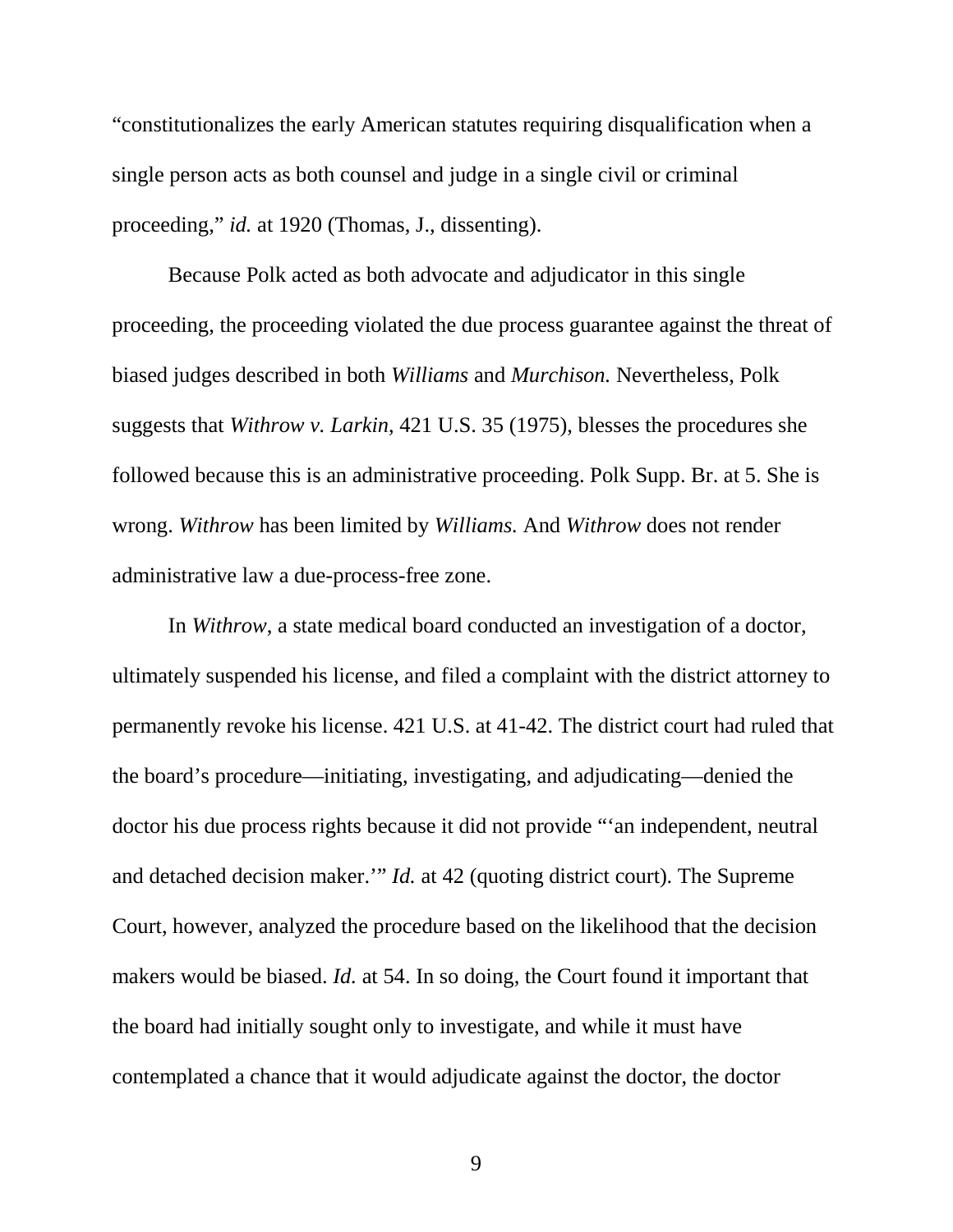"constitutionalizes the early American statutes requiring disqualification when a single person acts as both counsel and judge in a single civil or criminal proceeding," *id.* at 1920 (Thomas, J., dissenting).

Because Polk acted as both advocate and adjudicator in this single proceeding, the proceeding violated the due process guarantee against the threat of biased judges described in both *Williams* and *Murchison.* Nevertheless, Polk suggests that *Withrow v. Larkin*, 421 U.S. 35 (1975), blesses the procedures she followed because this is an administrative proceeding. Polk Supp. Br. at 5. She is wrong. *Withrow* has been limited by *Williams.* And *Withrow* does not render administrative law a due-process-free zone.

In *Withrow*, a state medical board conducted an investigation of a doctor, ultimately suspended his license, and filed a complaint with the district attorney to permanently revoke his license. 421 U.S. at 41-42. The district court had ruled that the board's procedure—initiating, investigating, and adjudicating—denied the doctor his due process rights because it did not provide "'an independent, neutral and detached decision maker.'" *Id.* at 42 (quoting district court). The Supreme Court, however, analyzed the procedure based on the likelihood that the decision makers would be biased. *Id.* at 54. In so doing, the Court found it important that the board had initially sought only to investigate, and while it must have contemplated a chance that it would adjudicate against the doctor, the doctor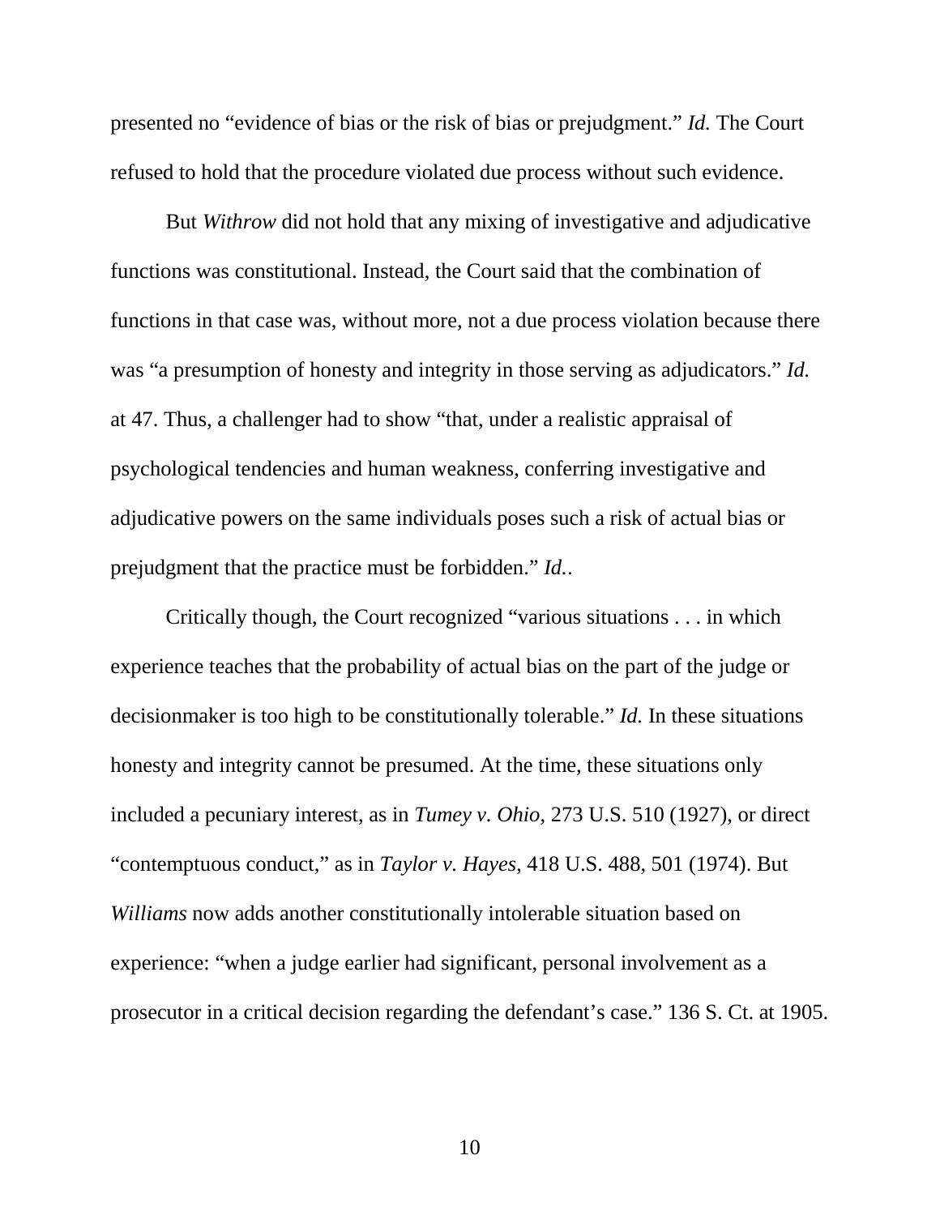presented no "evidence of bias or the risk of bias or prejudgment." *Id.* The Court refused to hold that the procedure violated due process without such evidence.

But *Withrow* did not hold that any mixing of investigative and adjudicative functions was constitutional. Instead, the Court said that the combination of functions in that case was, without more, not a due process violation because there was "a presumption of honesty and integrity in those serving as adjudicators." *Id.* at 47. Thus, a challenger had to show "that, under a realistic appraisal of psychological tendencies and human weakness, conferring investigative and adjudicative powers on the same individuals poses such a risk of actual bias or prejudgment that the practice must be forbidden." *Id.*.

Critically though, the Court recognized "various situations . . . in which experience teaches that the probability of actual bias on the part of the judge or decisionmaker is too high to be constitutionally tolerable." *Id.* In these situations honesty and integrity cannot be presumed. At the time, these situations only included a pecuniary interest, as in *Tumey v. Ohio*, 273 U.S. 510 (1927), or direct "contemptuous conduct," as in *Taylor v. Hayes*, 418 U.S. 488, 501 (1974). But *Williams* now adds another constitutionally intolerable situation based on experience: "when a judge earlier had significant, personal involvement as a prosecutor in a critical decision regarding the defendant's case." 136 S. Ct. at 1905.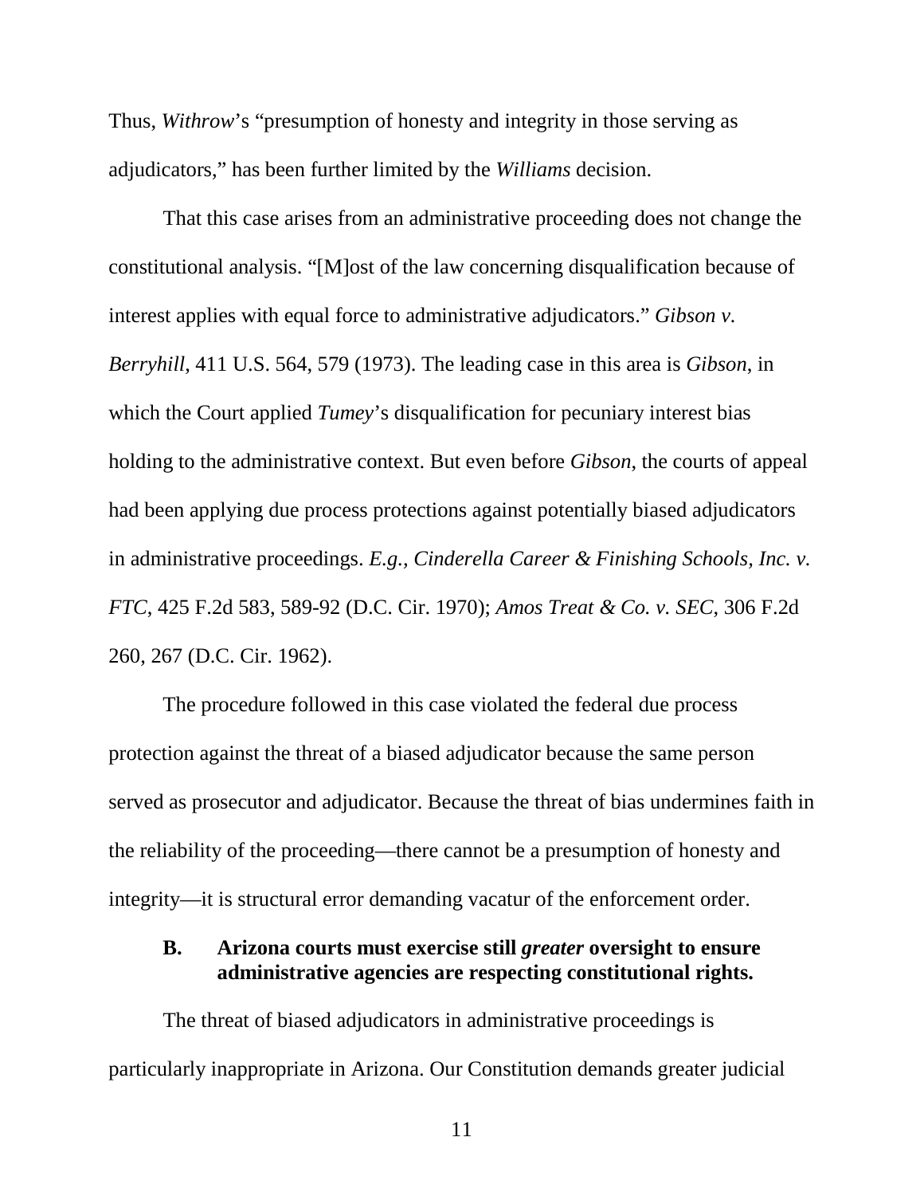Thus, *Withrow*'s "presumption of honesty and integrity in those serving as adjudicators," has been further limited by the *Williams* decision.

That this case arises from an administrative proceeding does not change the constitutional analysis. "[M]ost of the law concerning disqualification because of interest applies with equal force to administrative adjudicators." *Gibson v. Berryhill*, 411 U.S. 564, 579 (1973). The leading case in this area is *Gibson*, in which the Court applied *Tumey*'s disqualification for pecuniary interest bias holding to the administrative context. But even before *Gibson*, the courts of appeal had been applying due process protections against potentially biased adjudicators in administrative proceedings. *E.g.*, *Cinderella Career & Finishing Schools, Inc. v. FTC*, 425 F.2d 583, 589-92 (D.C. Cir. 1970); *Amos Treat & Co. v. SEC*, 306 F.2d 260, 267 (D.C. Cir. 1962).

The procedure followed in this case violated the federal due process protection against the threat of a biased adjudicator because the same person served as prosecutor and adjudicator. Because the threat of bias undermines faith in the reliability of the proceeding—there cannot be a presumption of honesty and integrity—it is structural error demanding vacatur of the enforcement order.

### B. Arizona courts must exercise still *greater* oversight to ensure administrative agencies are respecting constitutional rights.

The threat of biased adjudicators in administrative proceedings is particularly inappropriate in Arizona. Our Constitution demands greater judicial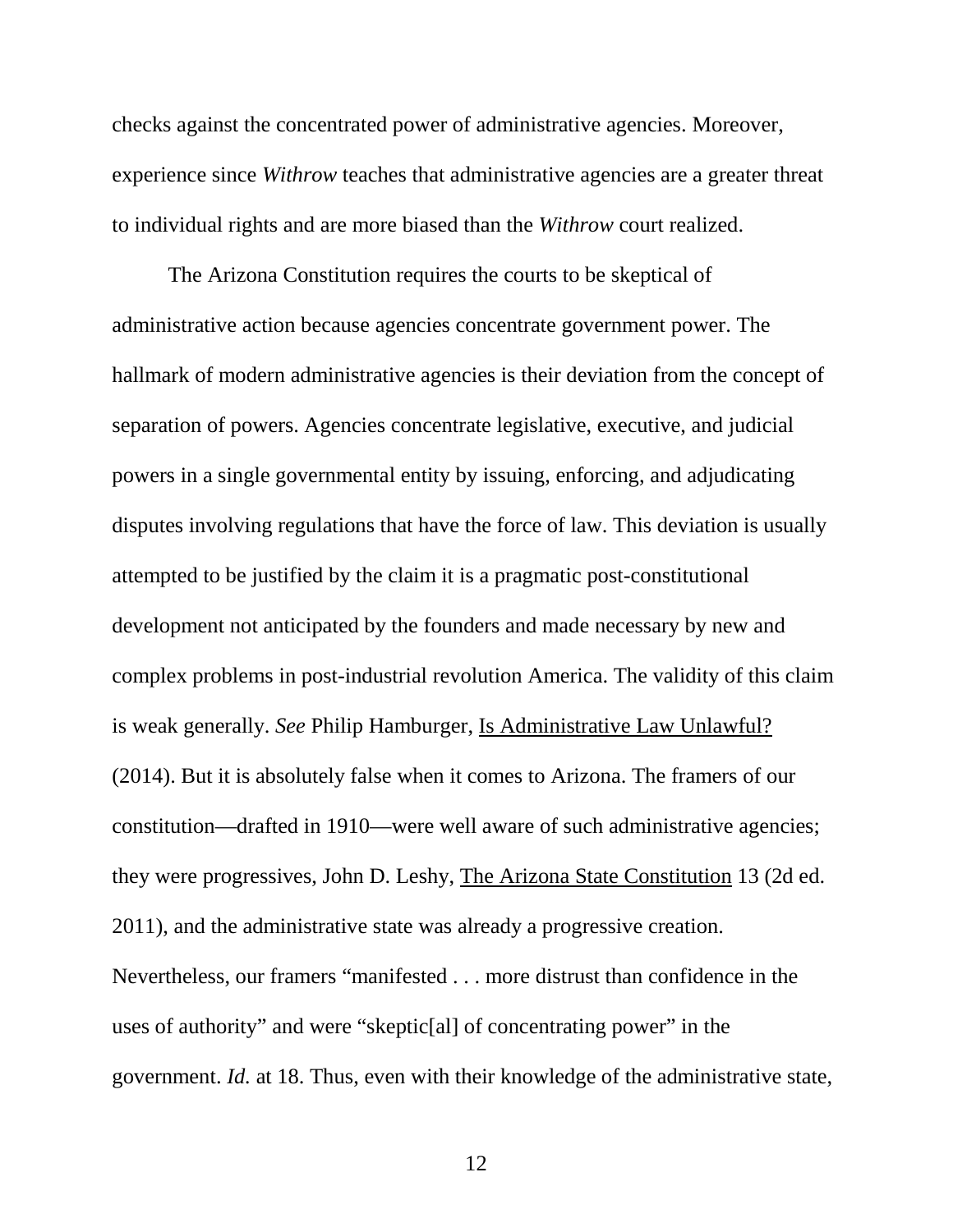checks against the concentrated power of administrative agencies. Moreover, experience since *Withrow* teaches that administrative agencies are a greater threat to individual rights and are more biased than the *Withrow* court realized.

The Arizona Constitution requires the courts to be skeptical of administrative action because agencies concentrate government power. The hallmark of modern administrative agencies is their deviation from the concept of separation of powers. Agencies concentrate legislative, executive, and judicial powers in a single governmental entity by issuing, enforcing, and adjudicating disputes involving regulations that have the force of law. This deviation is usually attempted to be justified by the claim it is a pragmatic post-constitutional development not anticipated by the founders and made necessary by new and complex problems in post-industrial revolution America. The validity of this claim is weak generally. *See* Philip Hamburger, <u>Is Administrative Law Unlawful?</u> (2014). But it is absolutely false when it comes to Arizona. The framers of our constitution—drafted in 1910—were well aware of such administrative agencies; they were progressives, John D. Leshy, <u>The Arizona State Constitution</u> 13 (2d ed. 2011), and the administrative state was already a progressive creation. Nevertheless, our framers "manifested . . . more distrust than confidence in the uses of authority" and were "skeptic[al] of concentrating power" in the government. *Id.* at 18. Thus, even with their knowledge of the administrative state,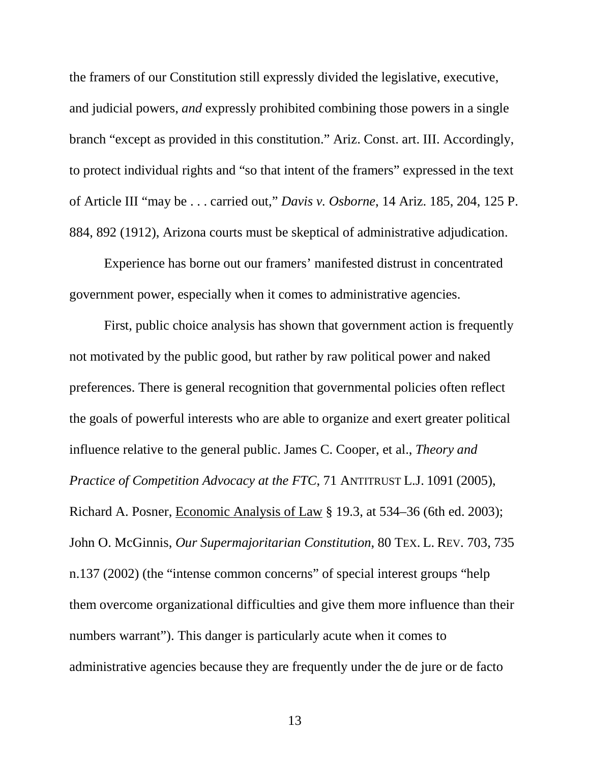the framers of our Constitution still expressly divided the legislative, executive, and judicial powers, *and* expressly prohibited combining those powers in a single branch "except as provided in this constitution." Ariz. Const. art. III. Accordingly, to protect individual rights and "so that intent of the framers" expressed in the text of Article III "may be . . . carried out," *Davis v. Osborne*, 14 Ariz. 185, 204, 125 P. 884, 892 (1912), Arizona courts must be skeptical of administrative adjudication.

Experience has borne out our framers' manifested distrust in concentrated government power, especially when it comes to administrative agencies.

First, public choice analysis has shown that government action is frequently not motivated by the public good, but rather by raw political power and naked preferences. There is general recognition that governmental policies often reflect the goals of powerful interests who are able to organize and exert greater political influence relative to the general public. James C. Cooper, et al., *Theory and Practice of Competition Advocacy at the FTC*, 71 ANTITRUST L.J. 1091 (2005), Richard A. Posner, Economic Analysis of Law § 19.3, at 534–36 (6th ed. 2003); John O. McGinnis, *Our Supermajoritarian Constitution*, 80 TEX. L. REV. 703, 735 n.137 (2002) (the "intense common concerns" of special interest groups "help them overcome organizational difficulties and give them more influence than their numbers warrant"). This danger is particularly acute when it comes to administrative agencies because they are frequently under the de jure or de facto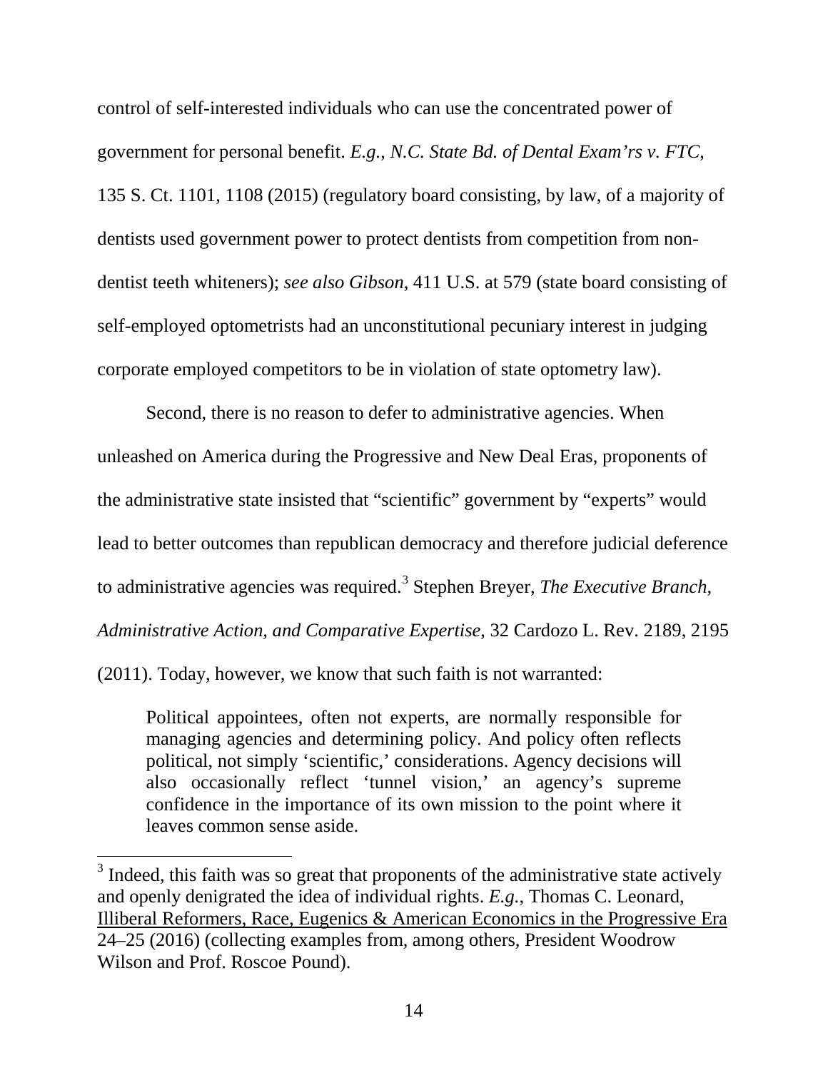control of self-interested individuals who can use the concentrated power of government for personal benefit. *E.g.*, *N.C. State Bd. of Dental Exam'rs v. FTC*, 135 S. Ct. 1101, 1108 (2015) (regulatory board consisting, by law, of a majority of dentists used government power to protect dentists from competition from non-dentist teeth whiteners); *see also Gibson*, 411 U.S. at 579 (state board consisting of self-employed optometrists had an unconstitutional pecuniary interest in judging corporate employed competitors to be in violation of state optometry law).

Second, there is no reason to defer to administrative agencies. When unleashed on America during the Progressive and New Deal Eras, proponents of the administrative state insisted that "scientific" government by "experts" would lead to better outcomes than republican democracy and therefore judicial deference to administrative agencies was required.[3] Stephen Breyer, *The Executive Branch, Administrative Action, and Comparative Expertise*, 32 Cardozo L. Rev. 2189, 2195 (2011). Today, however, we know that such faith is not warranted:

> Political appointees, often not experts, are normally responsible for managing agencies and determining policy. And policy often reflects political, not simply 'scientific,' considerations. Agency decisions will also occasionally reflect 'tunnel vision,' an agency's supreme confidence in the importance of its own mission to the point where it leaves common sense aside.

---

[3] Indeed, this faith was so great that proponents of the administrative state actively and openly denigrated the idea of individual rights. *E.g.*, Thomas C. Leonard, Illiberal Reformers, Race, Eugenics & American Economics in the Progressive Era 24–25 (2016) (collecting examples from, among others, President Woodrow Wilson and Prof. Roscoe Pound).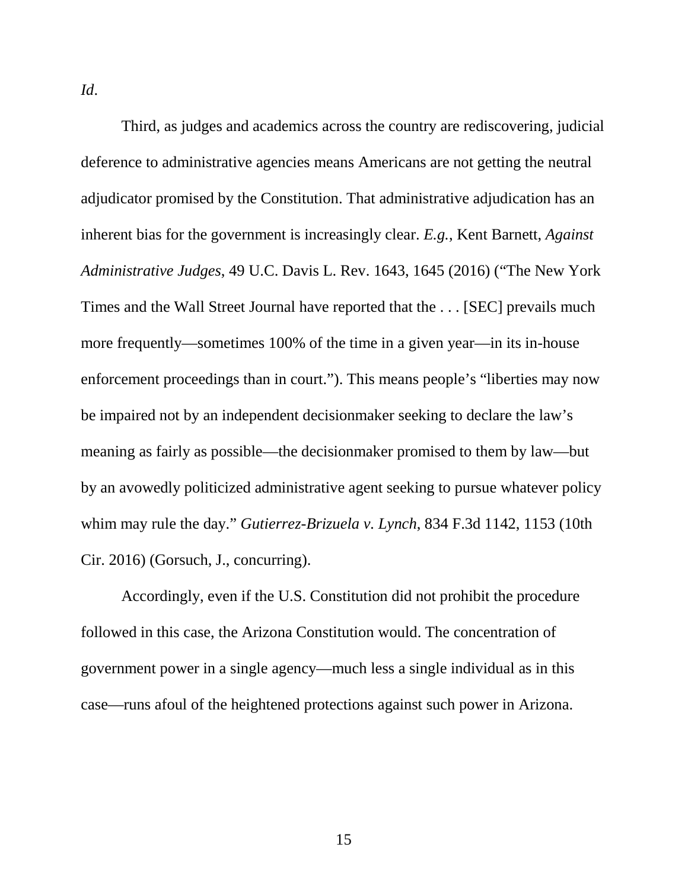*Id*.

Third, as judges and academics across the country are rediscovering, judicial deference to administrative agencies means Americans are not getting the neutral adjudicator promised by the Constitution. That administrative adjudication has an inherent bias for the government is increasingly clear. *E.g.*, Kent Barnett, *Against Administrative Judges*, 49 U.C. Davis L. Rev. 1643, 1645 (2016) ("The New York Times and the Wall Street Journal have reported that the . . . [SEC] prevails much more frequently—sometimes 100% of the time in a given year—in its in-house enforcement proceedings than in court."). This means people's "liberties may now be impaired not by an independent decisionmaker seeking to declare the law's meaning as fairly as possible—the decisionmaker promised to them by law—but by an avowedly politicized administrative agent seeking to pursue whatever policy whim may rule the day." *Gutierrez-Brizuela v. Lynch*, 834 F.3d 1142, 1153 (10th Cir. 2016) (Gorsuch, J., concurring).

Accordingly, even if the U.S. Constitution did not prohibit the procedure followed in this case, the Arizona Constitution would. The concentration of government power in a single agency—much less a single individual as in this case—runs afoul of the heightened protections against such power in Arizona.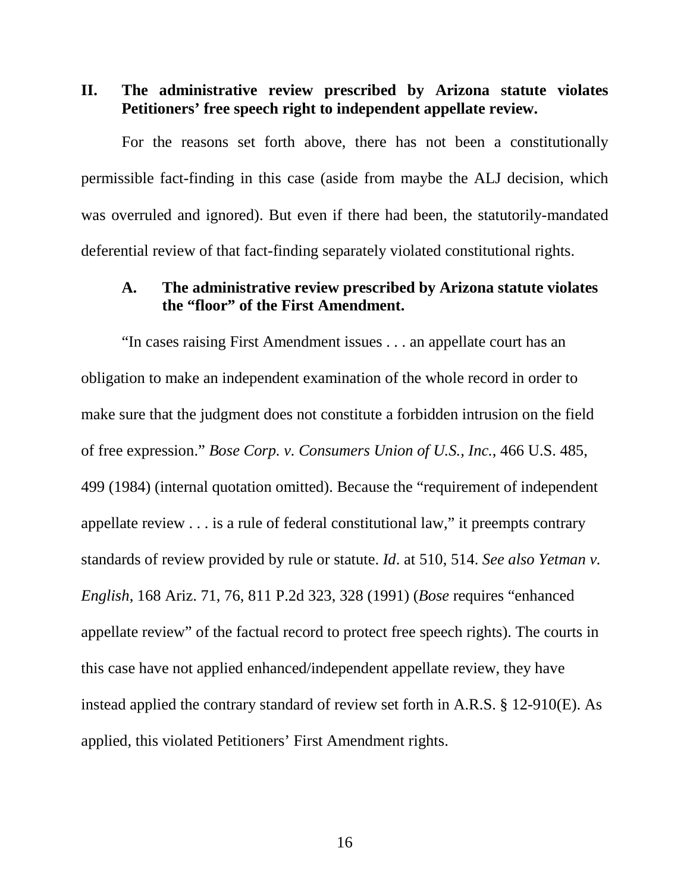## II. The administrative review prescribed by Arizona statute violates Petitioners' free speech right to independent appellate review.

For the reasons set forth above, there has not been a constitutionally permissible fact-finding in this case (aside from maybe the ALJ decision, which was overruled and ignored). But even if there had been, the statutorily-mandated deferential review of that fact-finding separately violated constitutional rights.

### A. The administrative review prescribed by Arizona statute violates the "floor" of the First Amendment.

"In cases raising First Amendment issues . . . an appellate court has an obligation to make an independent examination of the whole record in order to make sure that the judgment does not constitute a forbidden intrusion on the field of free expression." *Bose Corp. v. Consumers Union of U.S., Inc.*, 466 U.S. 485, 499 (1984) (internal quotation omitted). Because the "requirement of independent appellate review . . . is a rule of federal constitutional law," it preempts contrary standards of review provided by rule or statute. *Id*. at 510, 514. *See also Yetman v. English*, 168 Ariz. 71, 76, 811 P.2d 323, 328 (1991) (*Bose* requires "enhanced appellate review" of the factual record to protect free speech rights). The courts in this case have not applied enhanced/independent appellate review, they have instead applied the contrary standard of review set forth in A.R.S. § 12-910(E). As applied, this violated Petitioners' First Amendment rights.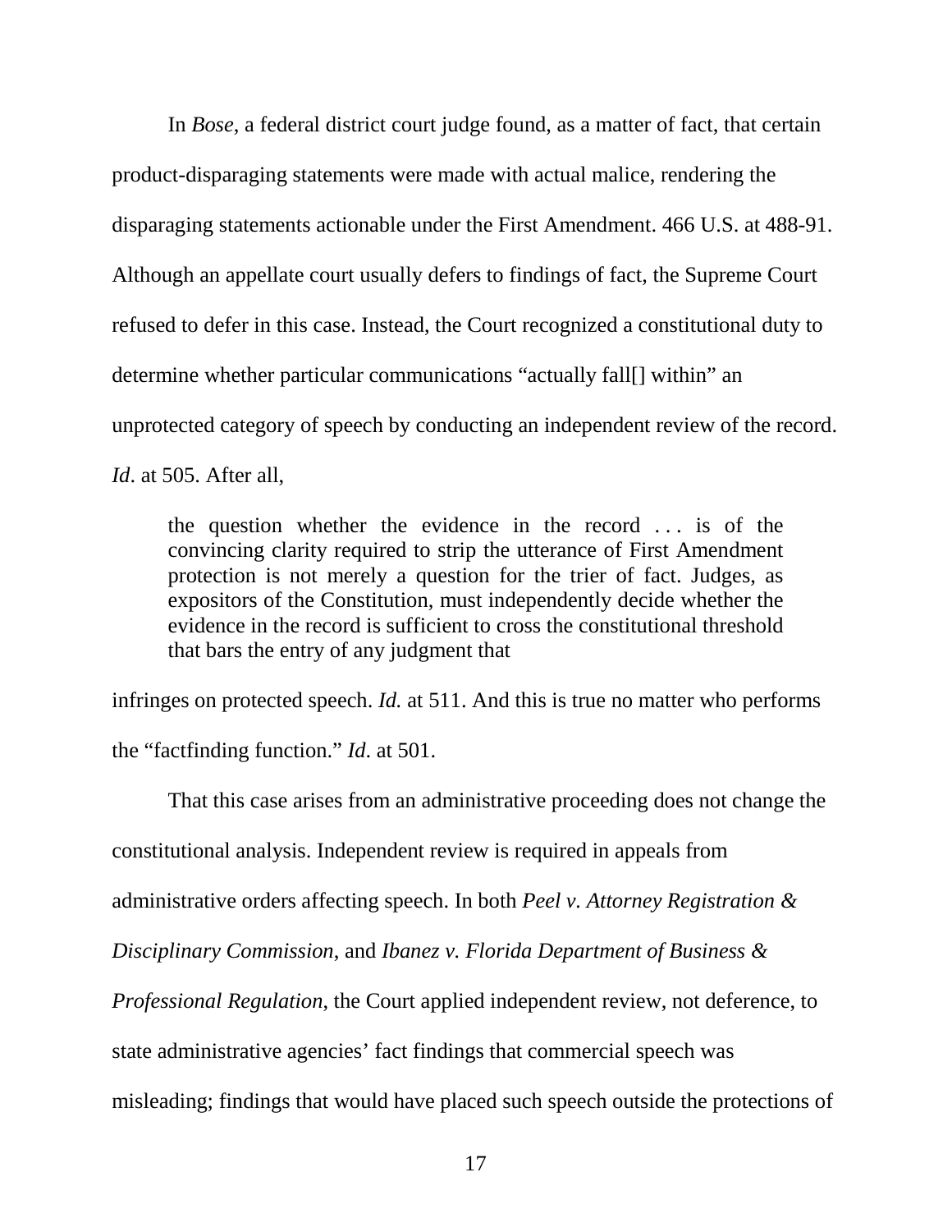In *Bose*, a federal district court judge found, as a matter of fact, that certain product-disparaging statements were made with actual malice, rendering the disparaging statements actionable under the First Amendment. 466 U.S. at 488-91. Although an appellate court usually defers to findings of fact, the Supreme Court refused to defer in this case. Instead, the Court recognized a constitutional duty to determine whether particular communications "actually fall[] within" an unprotected category of speech by conducting an independent review of the record. *Id*. at 505. After all,

> the question whether the evidence in the record . . . is of the convincing clarity required to strip the utterance of First Amendment protection is not merely a question for the trier of fact. Judges, as expositors of the Constitution, must independently decide whether the evidence in the record is sufficient to cross the constitutional threshold that bars the entry of any judgment that

infringes on protected speech. *Id.* at 511. And this is true no matter who performs the "factfinding function." *Id*. at 501.

That this case arises from an administrative proceeding does not change the constitutional analysis. Independent review is required in appeals from administrative orders affecting speech. In both *Peel v. Attorney Registration & Disciplinary Commission*, and *Ibanez v. Florida Department of Business & Professional Regulation*, the Court applied independent review, not deference, to state administrative agencies' fact findings that commercial speech was misleading; findings that would have placed such speech outside the protections of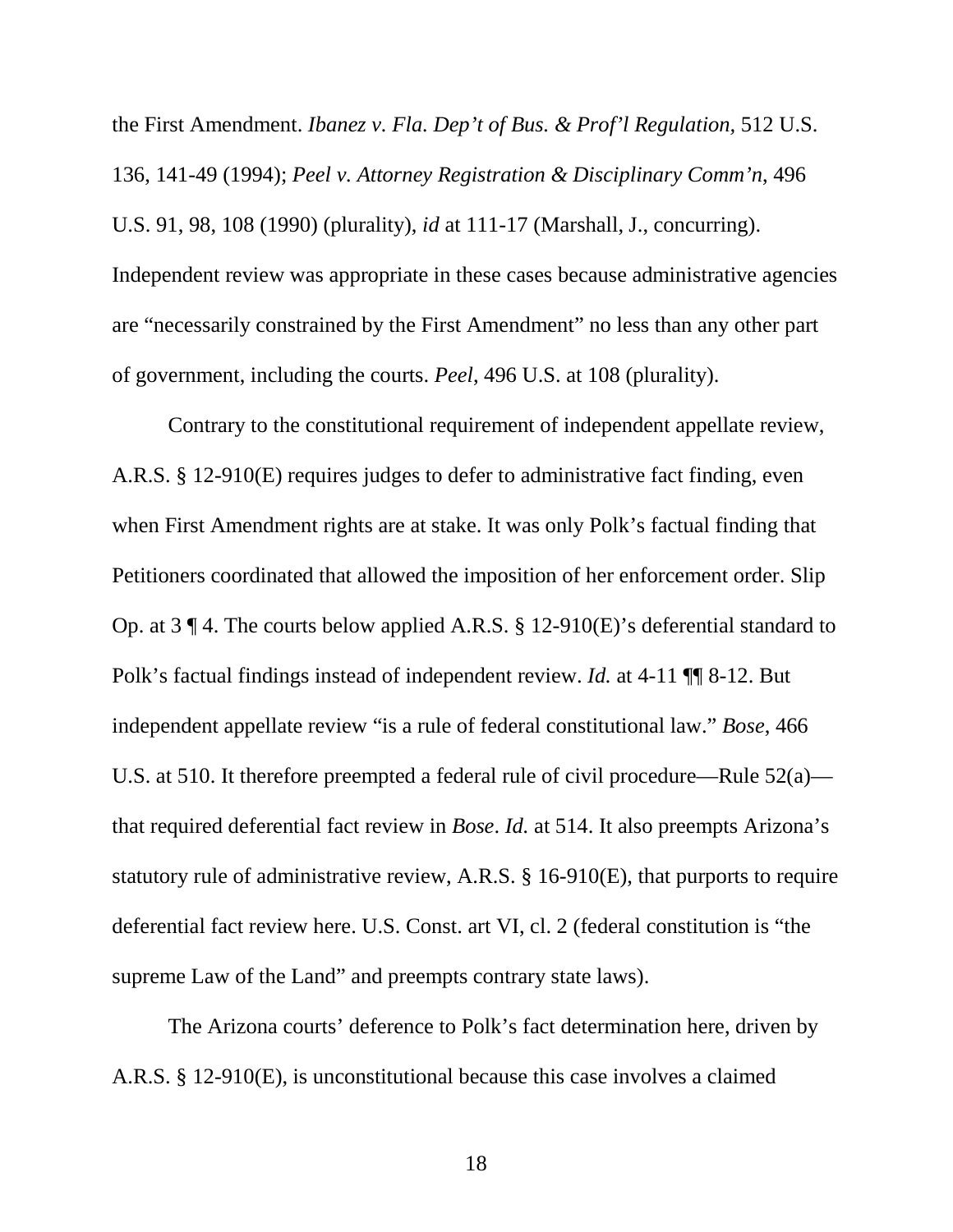the First Amendment. *Ibanez v. Fla. Dep't of Bus. & Prof'l Regulation,* 512 U.S. 136, 141-49 (1994); *Peel v. Attorney Registration & Disciplinary Comm'n*, 496 U.S. 91, 98, 108 (1990) (plurality), *id* at 111-17 (Marshall, J., concurring). Independent review was appropriate in these cases because administrative agencies are "necessarily constrained by the First Amendment" no less than any other part of government, including the courts. *Peel*, 496 U.S. at 108 (plurality).

Contrary to the constitutional requirement of independent appellate review, A.R.S. § 12-910(E) requires judges to defer to administrative fact finding, even when First Amendment rights are at stake. It was only Polk's factual finding that Petitioners coordinated that allowed the imposition of her enforcement order. Slip Op. at 3 ¶ 4. The courts below applied A.R.S. § 12-910(E)'s deferential standard to Polk's factual findings instead of independent review. *Id.* at 4-11 ¶¶ 8-12. But independent appellate review "is a rule of federal constitutional law." *Bose*, 466 U.S. at 510. It therefore preempted a federal rule of civil procedure—Rule 52(a)—that required deferential fact review in *Bose*. *Id.* at 514. It also preempts Arizona's statutory rule of administrative review, A.R.S. § 16-910(E), that purports to require deferential fact review here. U.S. Const. art VI, cl. 2 (federal constitution is "the supreme Law of the Land" and preempts contrary state laws).

The Arizona courts' deference to Polk's fact determination here, driven by A.R.S. § 12-910(E), is unconstitutional because this case involves a claimed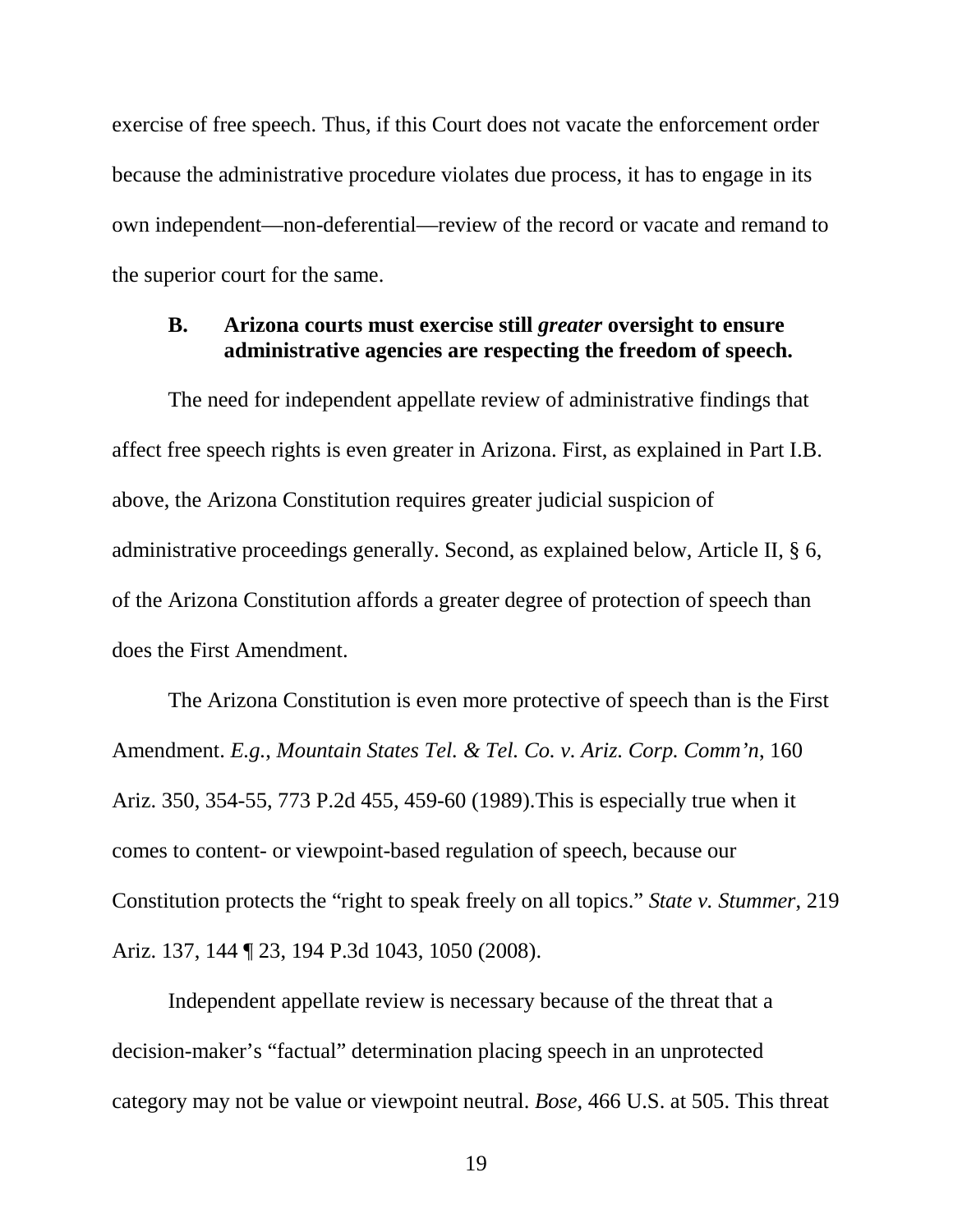exercise of free speech. Thus, if this Court does not vacate the enforcement order because the administrative procedure violates due process, it has to engage in its own independent—non-deferential—review of the record or vacate and remand to the superior court for the same.

### B. Arizona courts must exercise still *greater* oversight to ensure administrative agencies are respecting the freedom of speech.

The need for independent appellate review of administrative findings that affect free speech rights is even greater in Arizona. First, as explained in Part I.B. above, the Arizona Constitution requires greater judicial suspicion of administrative proceedings generally. Second, as explained below, Article II, § 6, of the Arizona Constitution affords a greater degree of protection of speech than does the First Amendment.

The Arizona Constitution is even more protective of speech than is the First Amendment. *E.g.*, *Mountain States Tel. & Tel. Co. v. Ariz. Corp. Comm'n*, 160 Ariz. 350, 354-55, 773 P.2d 455, 459-60 (1989).This is especially true when it comes to content- or viewpoint-based regulation of speech, because our Constitution protects the "right to speak freely on all topics." *State v. Stummer*, 219 Ariz. 137, 144 ¶ 23, 194 P.3d 1043, 1050 (2008).

Independent appellate review is necessary because of the threat that a decision-maker's "factual" determination placing speech in an unprotected category may not be value or viewpoint neutral. *Bose*, 466 U.S. at 505. This threat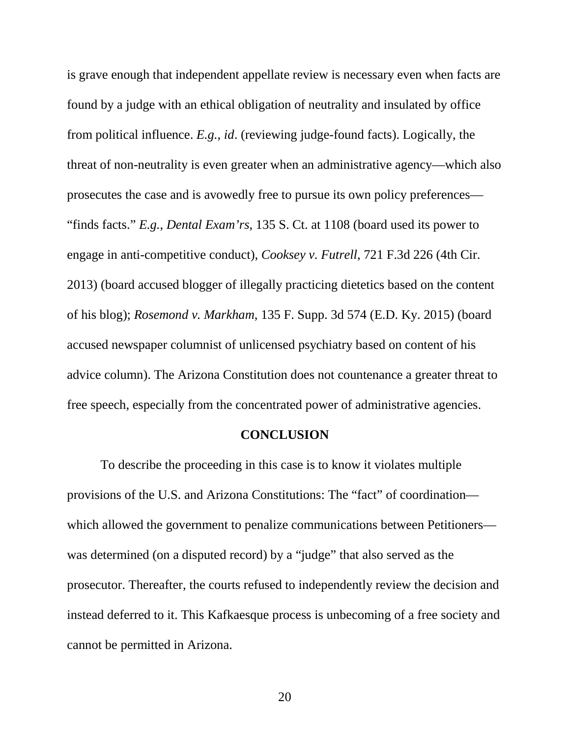is grave enough that independent appellate review is necessary even when facts are found by a judge with an ethical obligation of neutrality and insulated by office from political influence. *E.g.*, *id*. (reviewing judge-found facts). Logically, the threat of non-neutrality is even greater when an administrative agency—which also prosecutes the case and is avowedly free to pursue its own policy preferences—"finds facts." *E.g.*, *Dental Exam'rs*, 135 S. Ct. at 1108 (board used its power to engage in anti-competitive conduct), *Cooksey v. Futrell*, 721 F.3d 226 (4th Cir. 2013) (board accused blogger of illegally practicing dietetics based on the content of his blog); *Rosemond v. Markham*, 135 F. Supp. 3d 574 (E.D. Ky. 2015) (board accused newspaper columnist of unlicensed psychiatry based on content of his advice column). The Arizona Constitution does not countenance a greater threat to free speech, especially from the concentrated power of administrative agencies.

## CONCLUSION

To describe the proceeding in this case is to know it violates multiple provisions of the U.S. and Arizona Constitutions: The "fact" of coordination—which allowed the government to penalize communications between Petitioners—was determined (on a disputed record) by a "judge" that also served as the prosecutor. Thereafter, the courts refused to independently review the decision and instead deferred to it. This Kafkaesque process is unbecoming of a free society and cannot be permitted in Arizona.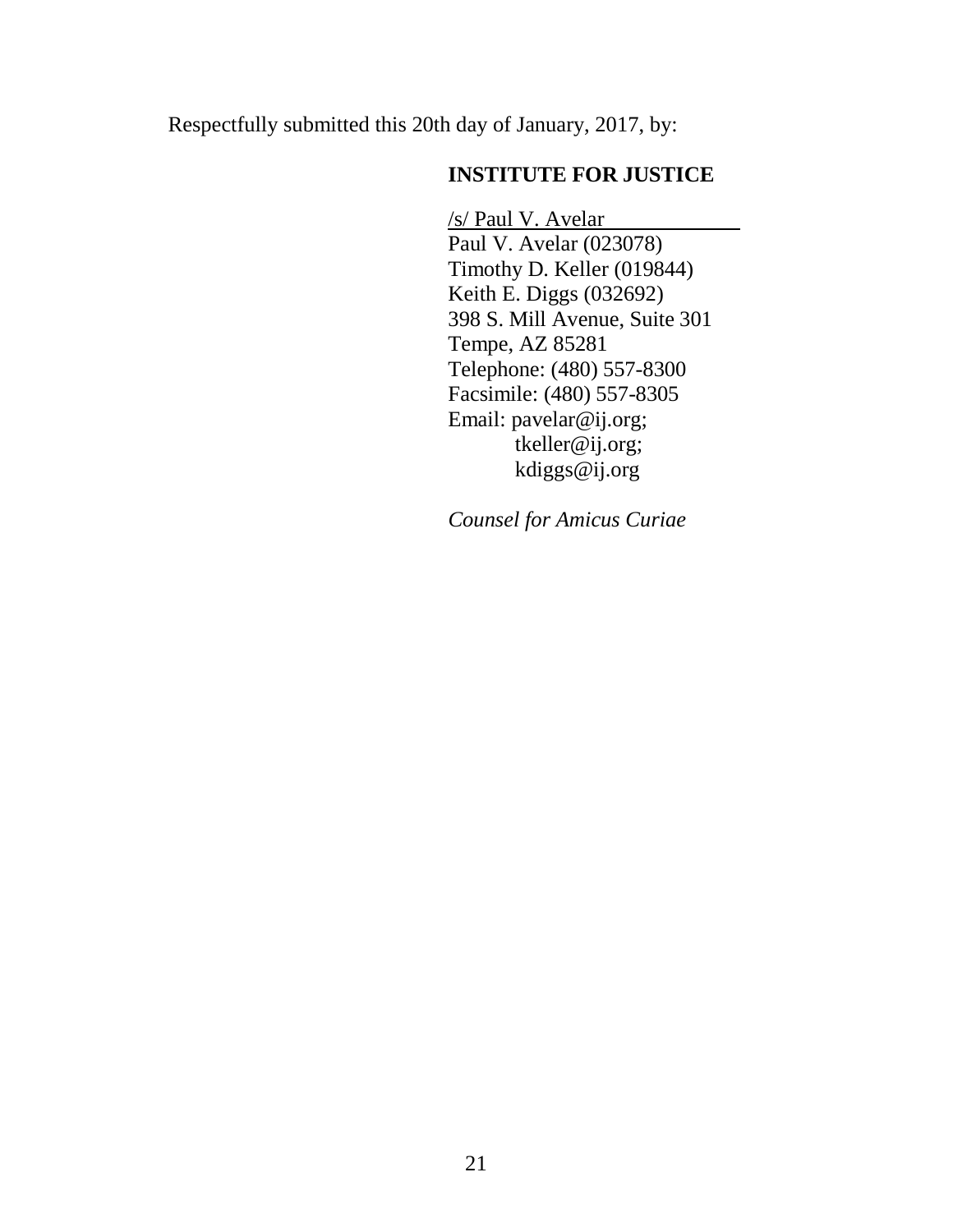Respectfully submitted this 20th day of January, 2017, by:

**INSTITUTE FOR JUSTICE**

/s/ Paul V. Avelar
Paul V. Avelar (023078)
Timothy D. Keller (019844)
Keith E. Diggs (032692)
398 S. Mill Avenue, Suite 301
Tempe, AZ 85281
Telephone: (480) 557-8300
Facsimile: (480) 557-8305
Email: pavelar@ij.org;
tkeller@ij.org;
kdiggs@ij.org

*Counsel for Amicus Curiae*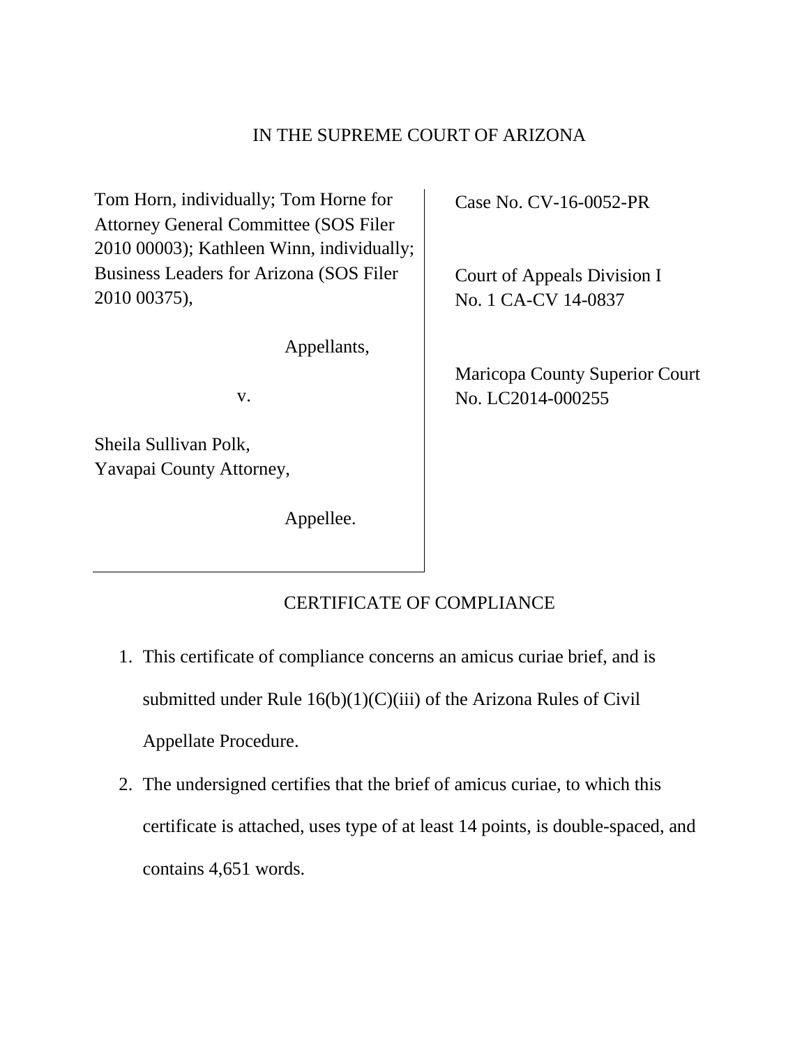IN THE SUPREME COURT OF ARIZONA

| | |
|---|---|
| Tom Horn, individually; Tom Horne for Attorney General Committee (SOS Filer 2010 00003); Kathleen Winn, individually; Business Leaders for Arizona (SOS Filer 2010 00375),<br><br>Appellants,<br><br>v.<br><br>Sheila Sullivan Polk, Yavapai County Attorney,<br><br>Appellee. | Case No. CV-16-0052-PR<br><br>Court of Appeals Division I<br>No. 1 CA-CV 14-0837<br><br>Maricopa County Superior Court<br>No. LC2014-000255 |

CERTIFICATE OF COMPLIANCE

1. This certificate of compliance concerns an amicus curiae brief, and is submitted under Rule 16(b)(1)(C)(iii) of the Arizona Rules of Civil Appellate Procedure.
2. The undersigned certifies that the brief of amicus curiae, to which this certificate is attached, uses type of at least 14 points, is double-spaced, and contains 4,651 words.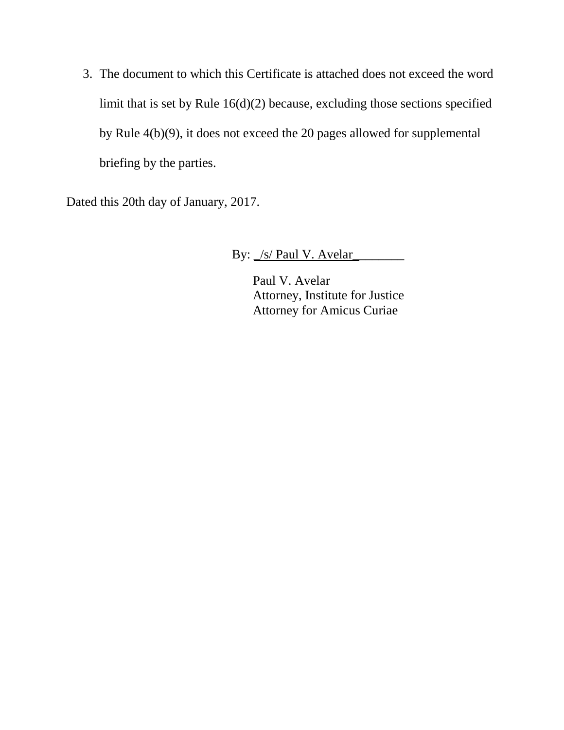3. The document to which this Certificate is attached does not exceed the word limit that is set by Rule 16(d)(2) because, excluding those sections specified by Rule 4(b)(9), it does not exceed the 20 pages allowed for supplemental briefing by the parties.

Dated this 20th day of January, 2017.

By: _/s/ Paul V. Avelar_________

Paul V. Avelar
Attorney, Institute for Justice
Attorney for Amicus Curiae